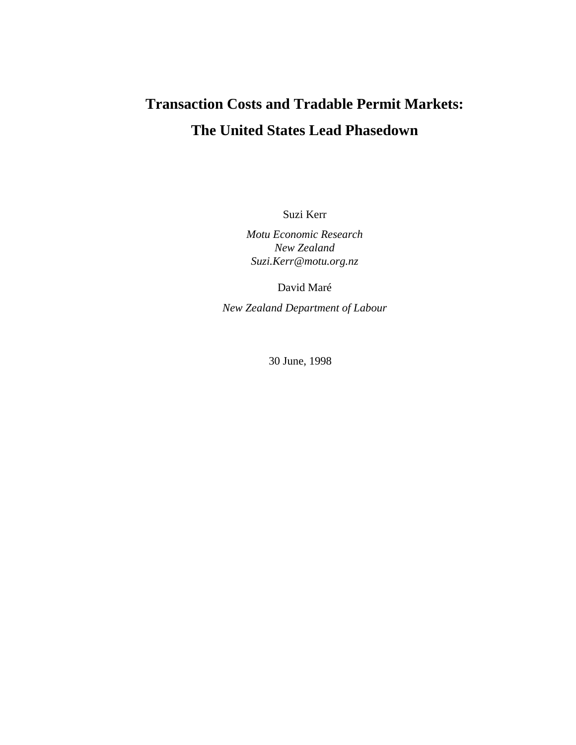# Transaction Costs and Tradable Permit Markets:
# The United States Lead Phasedown

Suzi Kerr

*Motu Economic Research*
*New Zealand*
*Suzi.Kerr@motu.org.nz*

David Maré

*New Zealand Department of Labour*

30 June, 1998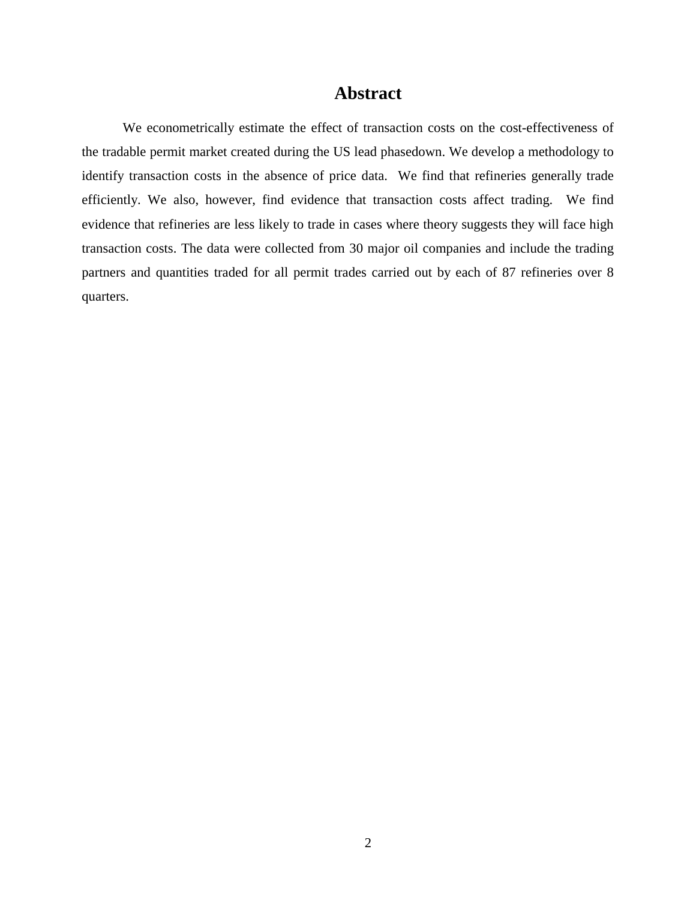# Abstract

We econometrically estimate the effect of transaction costs on the cost-effectiveness of the tradable permit market created during the US lead phasedown. We develop a methodology to identify transaction costs in the absence of price data. We find that refineries generally trade efficiently. We also, however, find evidence that transaction costs affect trading. We find evidence that refineries are less likely to trade in cases where theory suggests they will face high transaction costs. The data were collected from 30 major oil companies and include the trading partners and quantities traded for all permit trades carried out by each of 87 refineries over 8 quarters.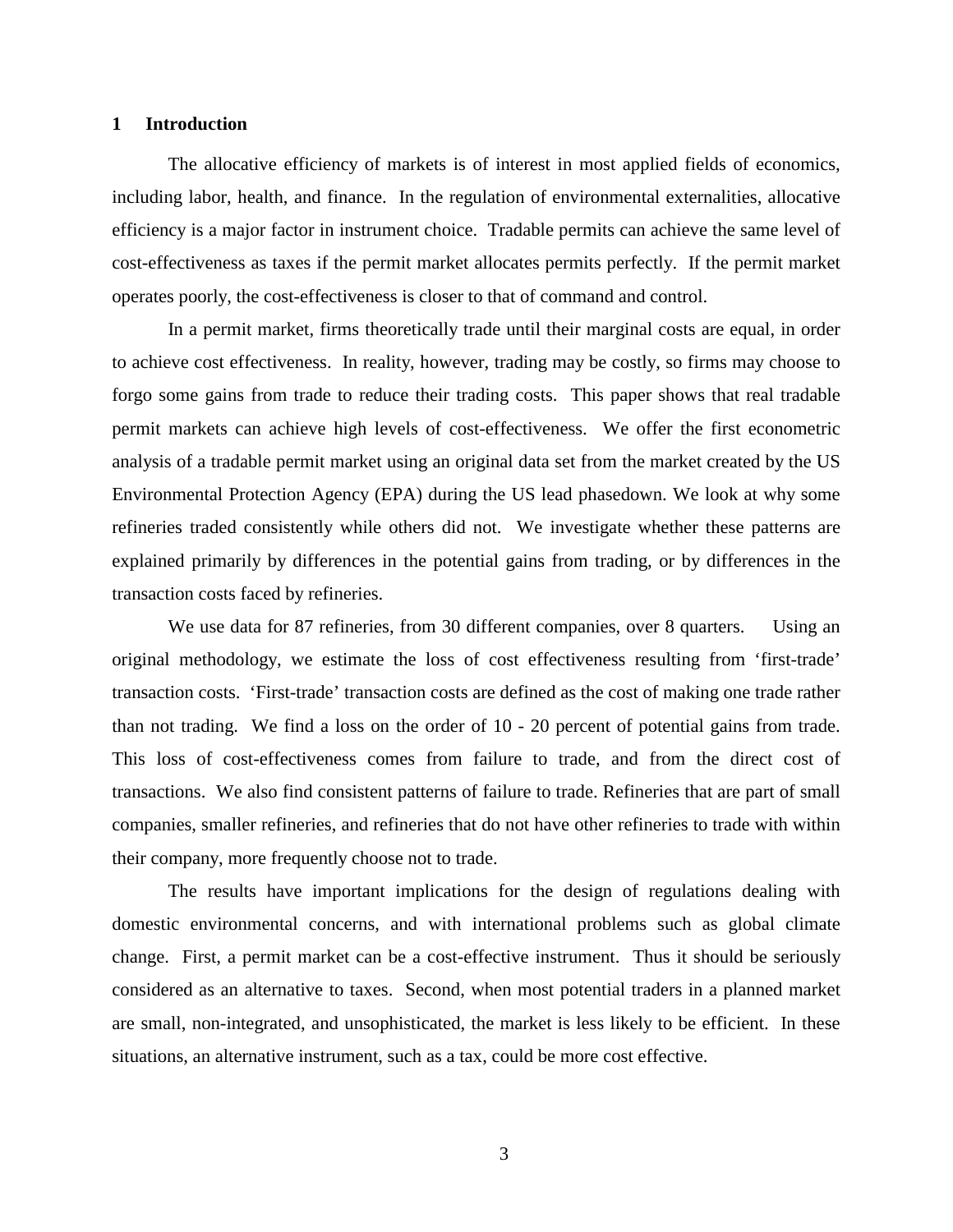# 1 Introduction

The allocative efficiency of markets is of interest in most applied fields of economics, including labor, health, and finance. In the regulation of environmental externalities, allocative efficiency is a major factor in instrument choice. Tradable permits can achieve the same level of cost-effectiveness as taxes if the permit market allocates permits perfectly. If the permit market operates poorly, the cost-effectiveness is closer to that of command and control.

In a permit market, firms theoretically trade until their marginal costs are equal, in order to achieve cost effectiveness. In reality, however, trading may be costly, so firms may choose to forgo some gains from trade to reduce their trading costs. This paper shows that real tradable permit markets can achieve high levels of cost-effectiveness. We offer the first econometric analysis of a tradable permit market using an original data set from the market created by the US Environmental Protection Agency (EPA) during the US lead phasedown. We look at why some refineries traded consistently while others did not. We investigate whether these patterns are explained primarily by differences in the potential gains from trading, or by differences in the transaction costs faced by refineries.

We use data for 87 refineries, from 30 different companies, over 8 quarters. Using an original methodology, we estimate the loss of cost effectiveness resulting from 'first-trade' transaction costs. 'First-trade' transaction costs are defined as the cost of making one trade rather than not trading. We find a loss on the order of 10 - 20 percent of potential gains from trade. This loss of cost-effectiveness comes from failure to trade, and from the direct cost of transactions. We also find consistent patterns of failure to trade. Refineries that are part of small companies, smaller refineries, and refineries that do not have other refineries to trade with within their company, more frequently choose not to trade.

The results have important implications for the design of regulations dealing with domestic environmental concerns, and with international problems such as global climate change. First, a permit market can be a cost-effective instrument. Thus it should be seriously considered as an alternative to taxes. Second, when most potential traders in a planned market are small, non-integrated, and unsophisticated, the market is less likely to be efficient. In these situations, an alternative instrument, such as a tax, could be more cost effective.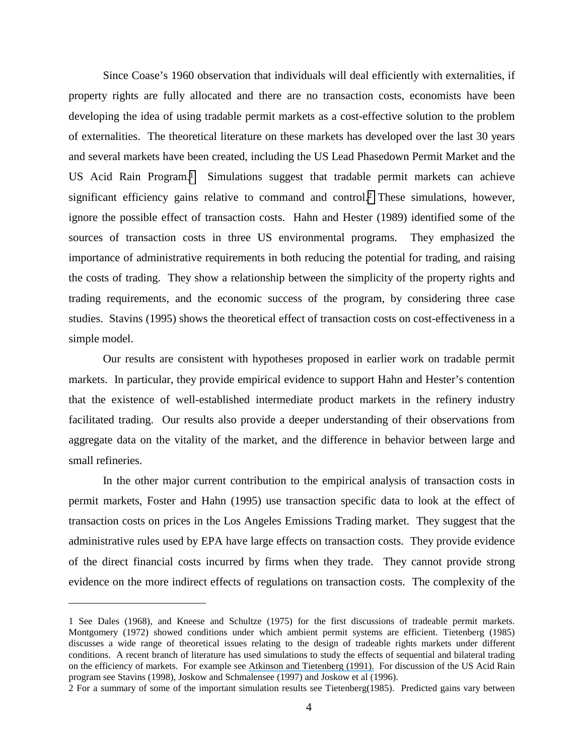Since Coase's 1960 observation that individuals will deal efficiently with externalities, if property rights are fully allocated and there are no transaction costs, economists have been developing the idea of using tradable permit markets as a cost-effective solution to the problem of externalities. The theoretical literature on these markets has developed over the last 30 years and several markets have been created, including the US Lead Phasedown Permit Market and the US Acid Rain Program.[1] Simulations suggest that tradable permit markets can achieve significant efficiency gains relative to command and control.[2] These simulations, however, ignore the possible effect of transaction costs. Hahn and Hester (1989) identified some of the sources of transaction costs in three US environmental programs. They emphasized the importance of administrative requirements in both reducing the potential for trading, and raising the costs of trading. They show a relationship between the simplicity of the property rights and trading requirements, and the economic success of the program, by considering three case studies. Stavins (1995) shows the theoretical effect of transaction costs on cost-effectiveness in a simple model.

Our results are consistent with hypotheses proposed in earlier work on tradable permit markets. In particular, they provide empirical evidence to support Hahn and Hester's contention that the existence of well-established intermediate product markets in the refinery industry facilitated trading. Our results also provide a deeper understanding of their observations from aggregate data on the vitality of the market, and the difference in behavior between large and small refineries.

In the other major current contribution to the empirical analysis of transaction costs in permit markets, Foster and Hahn (1995) use transaction specific data to look at the effect of transaction costs on prices in the Los Angeles Emissions Trading market. They suggest that the administrative rules used by EPA have large effects on transaction costs. They provide evidence of the direct financial costs incurred by firms when they trade. They cannot provide strong evidence on the more indirect effects of regulations on transaction costs. The complexity of the

---

1 See Dales (1968), and Kneese and Schultze (1975) for the first discussions of tradeable permit markets. Montgomery (1972) showed conditions under which ambient permit systems are efficient. Tietenberg (1985) discusses a wide range of theoretical issues relating to the design of tradeable rights markets under different conditions. A recent branch of literature has used simulations to study the effects of sequential and bilateral trading on the efficiency of markets. For example see Atkinson and Tietenberg (1991). For discussion of the US Acid Rain program see Stavins (1998), Joskow and Schmalensee (1997) and Joskow et al (1996).

2 For a summary of some of the important simulation results see Tietenberg(1985). Predicted gains vary between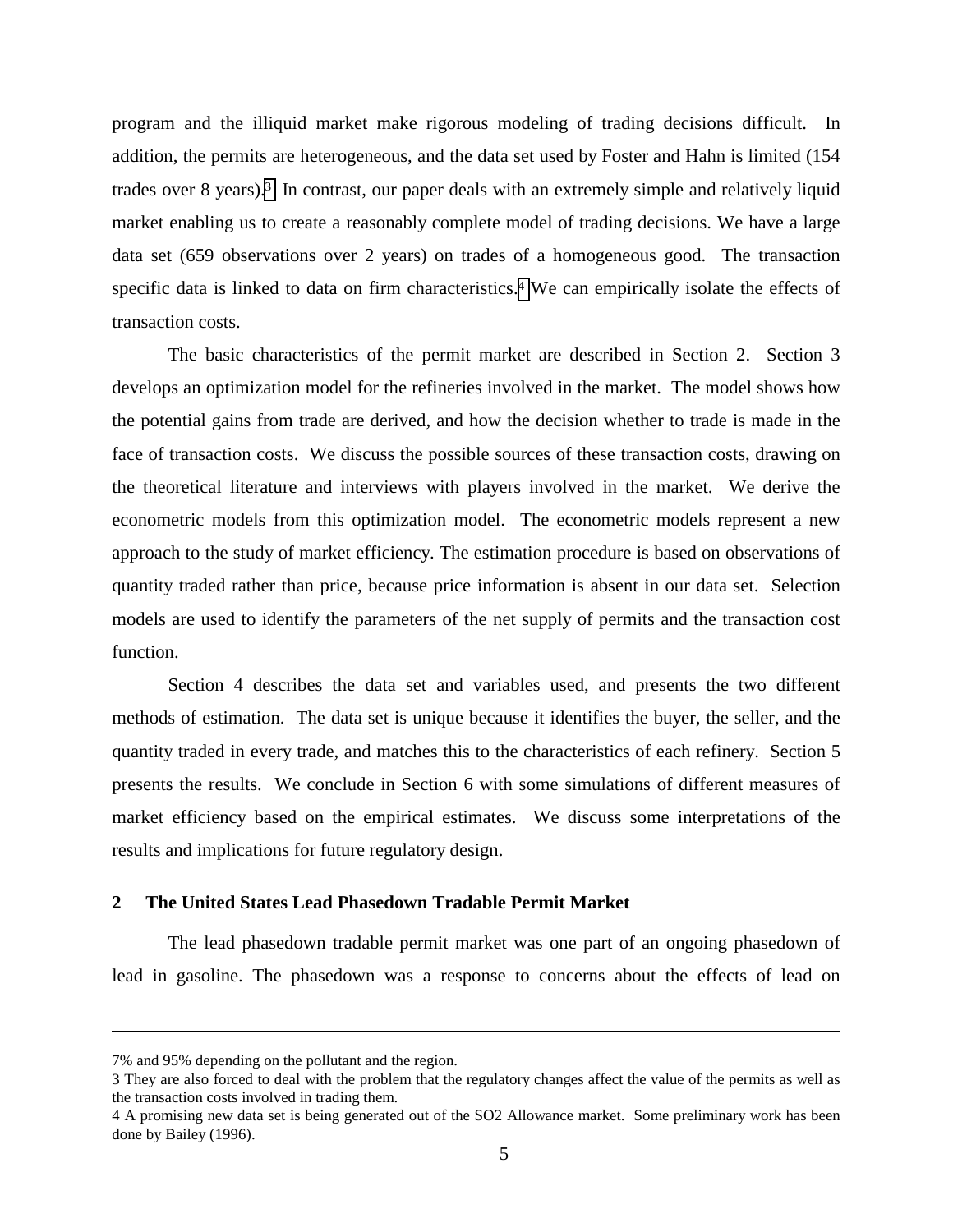program and the illiquid market make rigorous modeling of trading decisions difficult. In addition, the permits are heterogeneous, and the data set used by Foster and Hahn is limited (154 trades over 8 years).[3] In contrast, our paper deals with an extremely simple and relatively liquid market enabling us to create a reasonably complete model of trading decisions. We have a large data set (659 observations over 2 years) on trades of a homogeneous good. The transaction specific data is linked to data on firm characteristics.[4] We can empirically isolate the effects of transaction costs.

The basic characteristics of the permit market are described in Section 2. Section 3 develops an optimization model for the refineries involved in the market. The model shows how the potential gains from trade are derived, and how the decision whether to trade is made in the face of transaction costs. We discuss the possible sources of these transaction costs, drawing on the theoretical literature and interviews with players involved in the market. We derive the econometric models from this optimization model. The econometric models represent a new approach to the study of market efficiency. The estimation procedure is based on observations of quantity traded rather than price, because price information is absent in our data set. Selection models are used to identify the parameters of the net supply of permits and the transaction cost function.

Section 4 describes the data set and variables used, and presents the two different methods of estimation. The data set is unique because it identifies the buyer, the seller, and the quantity traded in every trade, and matches this to the characteristics of each refinery. Section 5 presents the results. We conclude in Section 6 with some simulations of different measures of market efficiency based on the empirical estimates. We discuss some interpretations of the results and implications for future regulatory design.

## 2 The United States Lead Phasedown Tradable Permit Market

The lead phasedown tradable permit market was one part of an ongoing phasedown of lead in gasoline. The phasedown was a response to concerns about the effects of lead on

---

7% and 95% depending on the pollutant and the region.

3 They are also forced to deal with the problem that the regulatory changes affect the value of the permits as well as the transaction costs involved in trading them.

4 A promising new data set is being generated out of the SO2 Allowance market. Some preliminary work has been done by Bailey (1996).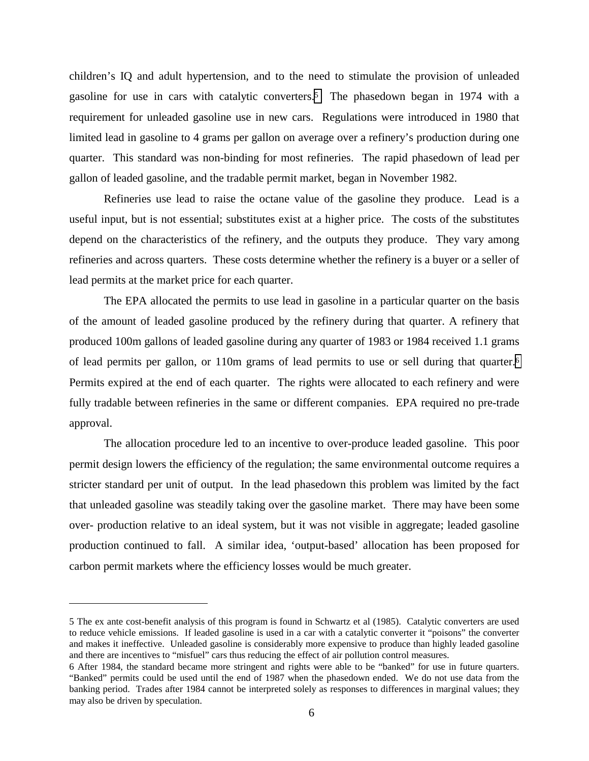children's IQ and adult hypertension, and to the need to stimulate the provision of unleaded gasoline for use in cars with catalytic converters.[5] The phasedown began in 1974 with a requirement for unleaded gasoline use in new cars. Regulations were introduced in 1980 that limited lead in gasoline to 4 grams per gallon on average over a refinery's production during one quarter. This standard was non-binding for most refineries. The rapid phasedown of lead per gallon of leaded gasoline, and the tradable permit market, began in November 1982.

Refineries use lead to raise the octane value of the gasoline they produce. Lead is a useful input, but is not essential; substitutes exist at a higher price. The costs of the substitutes depend on the characteristics of the refinery, and the outputs they produce. They vary among refineries and across quarters. These costs determine whether the refinery is a buyer or a seller of lead permits at the market price for each quarter.

The EPA allocated the permits to use lead in gasoline in a particular quarter on the basis of the amount of leaded gasoline produced by the refinery during that quarter. A refinery that produced 100m gallons of leaded gasoline during any quarter of 1983 or 1984 received 1.1 grams of lead permits per gallon, or 110m grams of lead permits to use or sell during that quarter.[6] Permits expired at the end of each quarter. The rights were allocated to each refinery and were fully tradable between refineries in the same or different companies. EPA required no pre-trade approval.

The allocation procedure led to an incentive to over-produce leaded gasoline. This poor permit design lowers the efficiency of the regulation; the same environmental outcome requires a stricter standard per unit of output. In the lead phasedown this problem was limited by the fact that unleaded gasoline was steadily taking over the gasoline market. There may have been some over- production relative to an ideal system, but it was not visible in aggregate; leaded gasoline production continued to fall. A similar idea, 'output-based' allocation has been proposed for carbon permit markets where the efficiency losses would be much greater.

---

5 The ex ante cost-benefit analysis of this program is found in Schwartz et al (1985). Catalytic converters are used to reduce vehicle emissions. If leaded gasoline is used in a car with a catalytic converter it "poisons" the converter and makes it ineffective. Unleaded gasoline is considerably more expensive to produce than highly leaded gasoline and there are incentives to "misfuel" cars thus reducing the effect of air pollution control measures.

6 After 1984, the standard became more stringent and rights were able to be "banked" for use in future quarters. "Banked" permits could be used until the end of 1987 when the phasedown ended. We do not use data from the banking period. Trades after 1984 cannot be interpreted solely as responses to differences in marginal values; they may also be driven by speculation.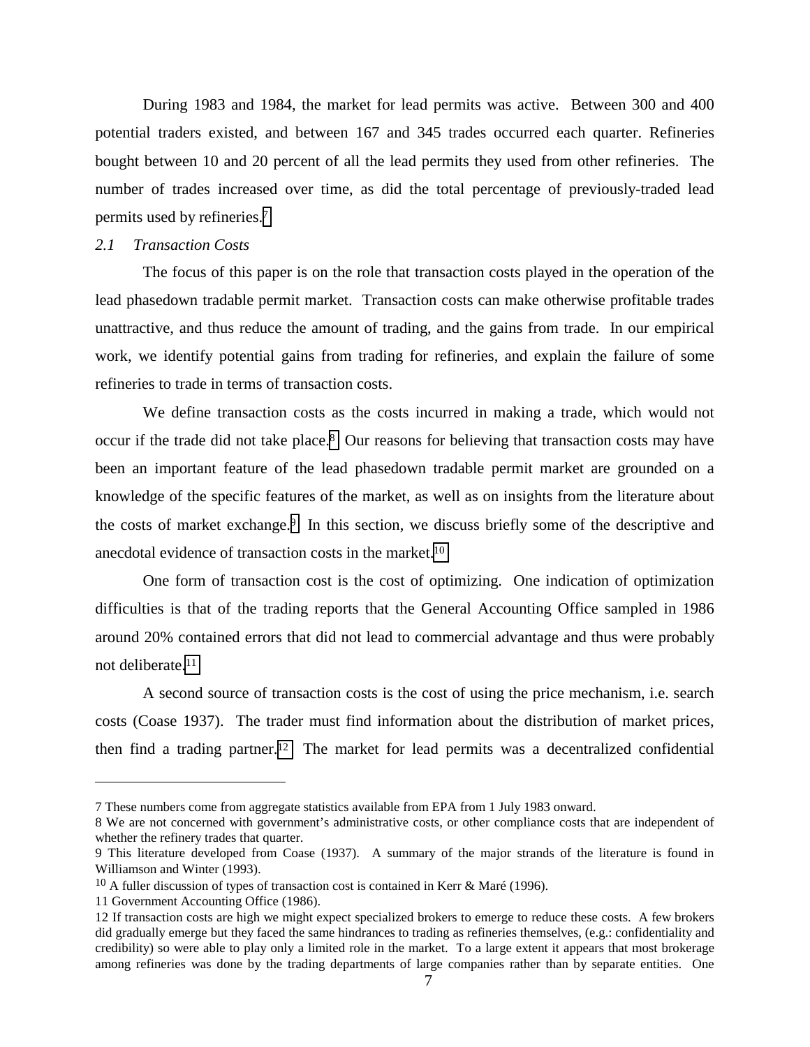During 1983 and 1984, the market for lead permits was active. Between 300 and 400 potential traders existed, and between 167 and 345 trades occurred each quarter. Refineries bought between 10 and 20 percent of all the lead permits they used from other refineries. The number of trades increased over time, as did the total percentage of previously-traded lead permits used by refineries.[7]

### *2.1 Transaction Costs*

The focus of this paper is on the role that transaction costs played in the operation of the lead phasedown tradable permit market. Transaction costs can make otherwise profitable trades unattractive, and thus reduce the amount of trading, and the gains from trade. In our empirical work, we identify potential gains from trading for refineries, and explain the failure of some refineries to trade in terms of transaction costs.

We define transaction costs as the costs incurred in making a trade, which would not occur if the trade did not take place.[8] Our reasons for believing that transaction costs may have been an important feature of the lead phasedown tradable permit market are grounded on a knowledge of the specific features of the market, as well as on insights from the literature about the costs of market exchange.[9] In this section, we discuss briefly some of the descriptive and anecdotal evidence of transaction costs in the market.[10]

One form of transaction cost is the cost of optimizing. One indication of optimization difficulties is that of the trading reports that the General Accounting Office sampled in 1986 around 20% contained errors that did not lead to commercial advantage and thus were probably not deliberate.[11]

A second source of transaction costs is the cost of using the price mechanism, i.e. search costs (Coase 1937). The trader must find information about the distribution of market prices, then find a trading partner.[12] The market for lead permits was a decentralized confidential

---

7 These numbers come from aggregate statistics available from EPA from 1 July 1983 onward.

8 We are not concerned with government's administrative costs, or other compliance costs that are independent of whether the refinery trades that quarter.

9 This literature developed from Coase (1937). A summary of the major strands of the literature is found in Williamson and Winter (1993).

10 A fuller discussion of types of transaction cost is contained in Kerr & Maré (1996).

11 Government Accounting Office (1986).

12 If transaction costs are high we might expect specialized brokers to emerge to reduce these costs. A few brokers did gradually emerge but they faced the same hindrances to trading as refineries themselves, (e.g.: confidentiality and credibility) so were able to play only a limited role in the market. To a large extent it appears that most brokerage among refineries was done by the trading departments of large companies rather than by separate entities. One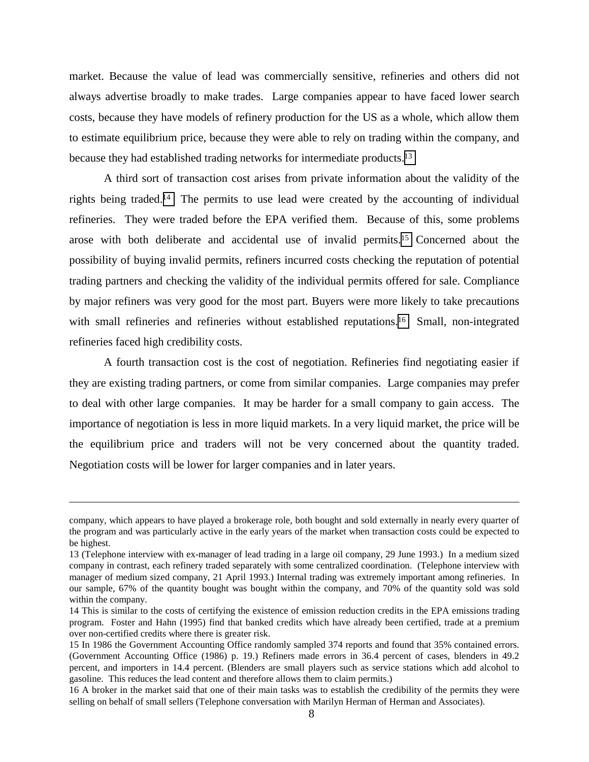market. Because the value of lead was commercially sensitive, refineries and others did not always advertise broadly to make trades. Large companies appear to have faced lower search costs, because they have models of refinery production for the US as a whole, which allow them to estimate equilibrium price, because they were able to rely on trading within the company, and because they had established trading networks for intermediate products.[13]

A third sort of transaction cost arises from private information about the validity of the rights being traded.[14] The permits to use lead were created by the accounting of individual refineries. They were traded before the EPA verified them. Because of this, some problems arose with both deliberate and accidental use of invalid permits.[15] Concerned about the possibility of buying invalid permits, refiners incurred costs checking the reputation of potential trading partners and checking the validity of the individual permits offered for sale. Compliance by major refiners was very good for the most part. Buyers were more likely to take precautions with small refineries and refineries without established reputations.[16] Small, non-integrated refineries faced high credibility costs.

A fourth transaction cost is the cost of negotiation. Refineries find negotiating easier if they are existing trading partners, or come from similar companies. Large companies may prefer to deal with other large companies. It may be harder for a small company to gain access. The importance of negotiation is less in more liquid markets. In a very liquid market, the price will be the equilibrium price and traders will not be very concerned about the quantity traded. Negotiation costs will be lower for larger companies and in later years.

---

company, which appears to have played a brokerage role, both bought and sold externally in nearly every quarter of the program and was particularly active in the early years of the market when transaction costs could be expected to be highest.

13 (Telephone interview with ex-manager of lead trading in a large oil company, 29 June 1993.) In a medium sized company in contrast, each refinery traded separately with some centralized coordination. (Telephone interview with manager of medium sized company, 21 April 1993.) Internal trading was extremely important among refineries. In our sample, 67% of the quantity bought was bought within the company, and 70% of the quantity sold was sold within the company.

14 This is similar to the costs of certifying the existence of emission reduction credits in the EPA emissions trading program. Foster and Hahn (1995) find that banked credits which have already been certified, trade at a premium over non-certified credits where there is greater risk.

15 In 1986 the Government Accounting Office randomly sampled 374 reports and found that 35% contained errors. (Government Accounting Office (1986) p. 19.) Refiners made errors in 36.4 percent of cases, blenders in 49.2 percent, and importers in 14.4 percent. (Blenders are small players such as service stations which add alcohol to gasoline. This reduces the lead content and therefore allows them to claim permits.)

16 A broker in the market said that one of their main tasks was to establish the credibility of the permits they were selling on behalf of small sellers (Telephone conversation with Marilyn Herman of Herman and Associates).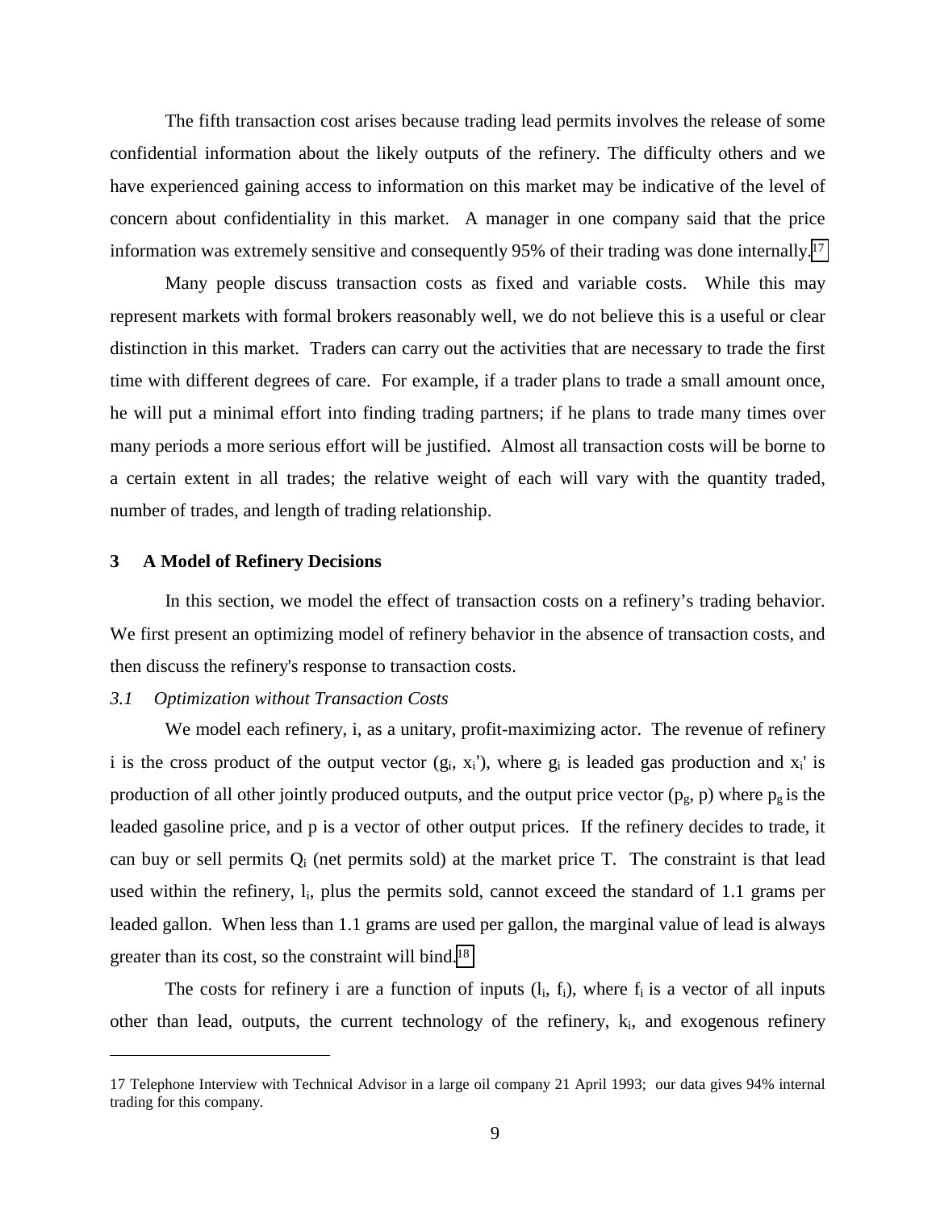The fifth transaction cost arises because trading lead permits involves the release of some confidential information about the likely outputs of the refinery. The difficulty others and we have experienced gaining access to information on this market may be indicative of the level of concern about confidentiality in this market. A manager in one company said that the price information was extremely sensitive and consequently 95% of their trading was done internally.[17]

Many people discuss transaction costs as fixed and variable costs. While this may represent markets with formal brokers reasonably well, we do not believe this is a useful or clear distinction in this market. Traders can carry out the activities that are necessary to trade the first time with different degrees of care. For example, if a trader plans to trade a small amount once, he will put a minimal effort into finding trading partners; if he plans to trade many times over many periods a more serious effort will be justified. Almost all transaction costs will be borne to a certain extent in all trades; the relative weight of each will vary with the quantity traded, number of trades, and length of trading relationship.

## 3 A Model of Refinery Decisions

In this section, we model the effect of transaction costs on a refinery's trading behavior. We first present an optimizing model of refinery behavior in the absence of transaction costs, and then discuss the refinery's response to transaction costs.

### *3.1 Optimization without Transaction Costs*

We model each refinery, i, as a unitary, profit-maximizing actor. The revenue of refinery i is the cross product of the output vector ($g_i$, $x_i'$), where $g_i$ is leaded gas production and $x_i'$ is production of all other jointly produced outputs, and the output price vector ($p_g$, p) where $p_g$ is the leaded gasoline price, and p is a vector of other output prices. If the refinery decides to trade, it can buy or sell permits $Q_i$ (net permits sold) at the market price T. The constraint is that lead used within the refinery, $l_i$, plus the permits sold, cannot exceed the standard of 1.1 grams per leaded gallon. When less than 1.1 grams are used per gallon, the marginal value of lead is always greater than its cost, so the constraint will bind.[18]

The costs for refinery i are a function of inputs ($l_i$, $f_i$), where $f_i$ is a vector of all inputs other than lead, outputs, the current technology of the refinery, $k_i$, and exogenous refinery

---

17 Telephone Interview with Technical Advisor in a large oil company 21 April 1993; our data gives 94% internal trading for this company.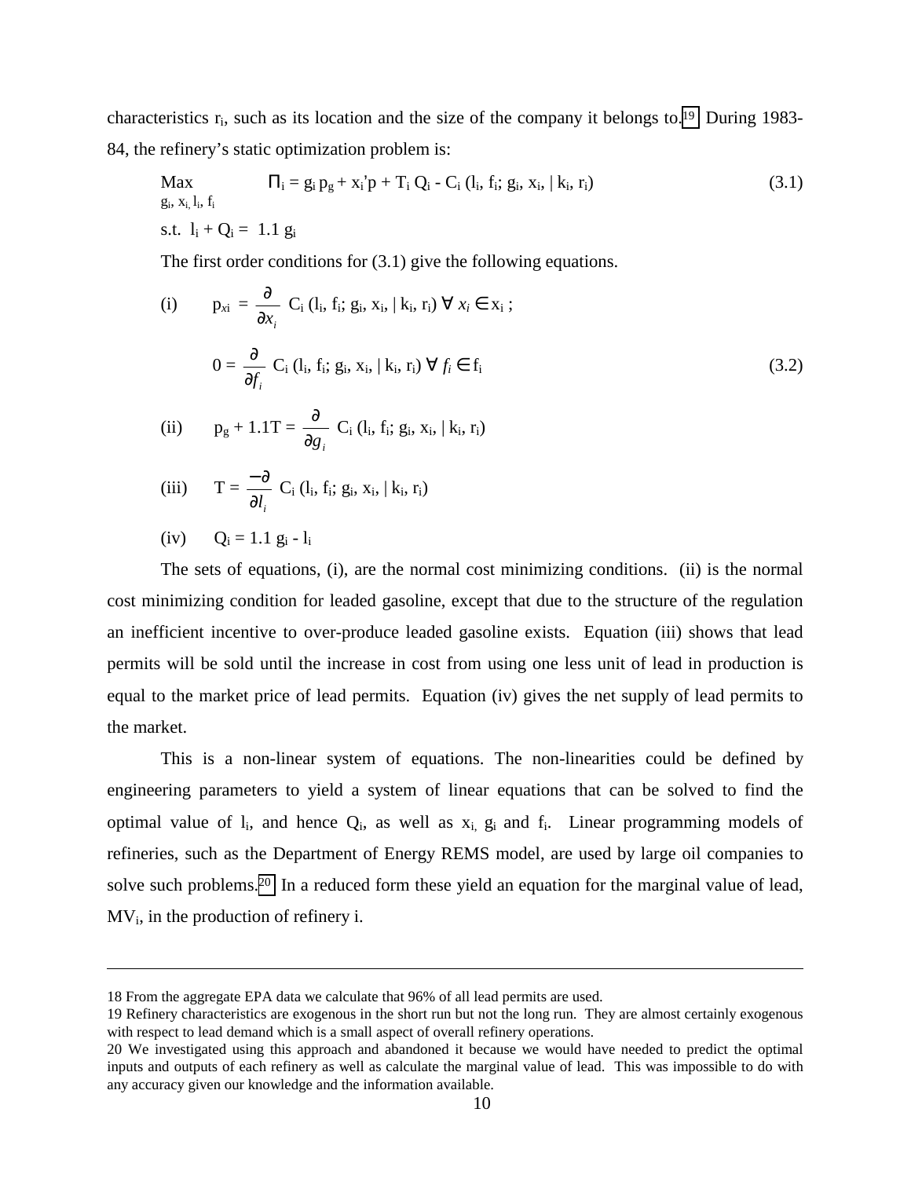characteristics $r_i$, such as its location and the size of the company it belongs to.[19] During 1983-84, the refinery's static optimization problem is:

$$\underset{g_i,\, x_i,\, l_i,\, f_i}{\text{Max}} \qquad \Pi_i = g_i\, p_g + x_i{'}p + T_i\, Q_i - C_i\, (l_i, f_i; g_i, x_i, \mid k_i, r_i) \tag{3.1}$$

s.t. $l_i + Q_i = 1.1\, g_i$

The first order conditions for (3.1) give the following equations.

(i) $\quad p_{xi} = \dfrac{\partial}{\partial x_i} C_i\, (l_i, f_i; g_i, x_i, \mid k_i, r_i)\ \forall\ x_i \in \mathrm{x}_i$ ;

$$0 = \frac{\partial}{\partial f_i} C_i\, (l_i, f_i; g_i, x_i, \mid k_i, r_i)\ \forall\ f_i \in \mathrm{f}_i \tag{3.2}$$

(ii) $\quad p_g + 1.1T = \dfrac{\partial}{\partial g_i} C_i\, (l_i, f_i; g_i, x_i, \mid k_i, r_i)$

(iii) $\quad T = \dfrac{-\partial}{\partial l_i} C_i\, (l_i, f_i; g_i, x_i, \mid k_i, r_i)$

(iv) $\quad Q_i = 1.1\, g_i - l_i$

The sets of equations, (i), are the normal cost minimizing conditions. (ii) is the normal cost minimizing condition for leaded gasoline, except that due to the structure of the regulation an inefficient incentive to over-produce leaded gasoline exists. Equation (iii) shows that lead permits will be sold until the increase in cost from using one less unit of lead in production is equal to the market price of lead permits. Equation (iv) gives the net supply of lead permits to the market.

This is a non-linear system of equations. The non-linearities could be defined by engineering parameters to yield a system of linear equations that can be solved to find the optimal value of $l_i$, and hence $Q_i$, as well as $x_i$, $g_i$ and $f_i$. Linear programming models of refineries, such as the Department of Energy REMS model, are used by large oil companies to solve such problems.[20] In a reduced form these yield an equation for the marginal value of lead, $MV_i$, in the production of refinery i.

---

18 From the aggregate EPA data we calculate that 96% of all lead permits are used.

19 Refinery characteristics are exogenous in the short run but not the long run. They are almost certainly exogenous with respect to lead demand which is a small aspect of overall refinery operations.

20 We investigated using this approach and abandoned it because we would have needed to predict the optimal inputs and outputs of each refinery as well as calculate the marginal value of lead. This was impossible to do with any accuracy given our knowledge and the information available.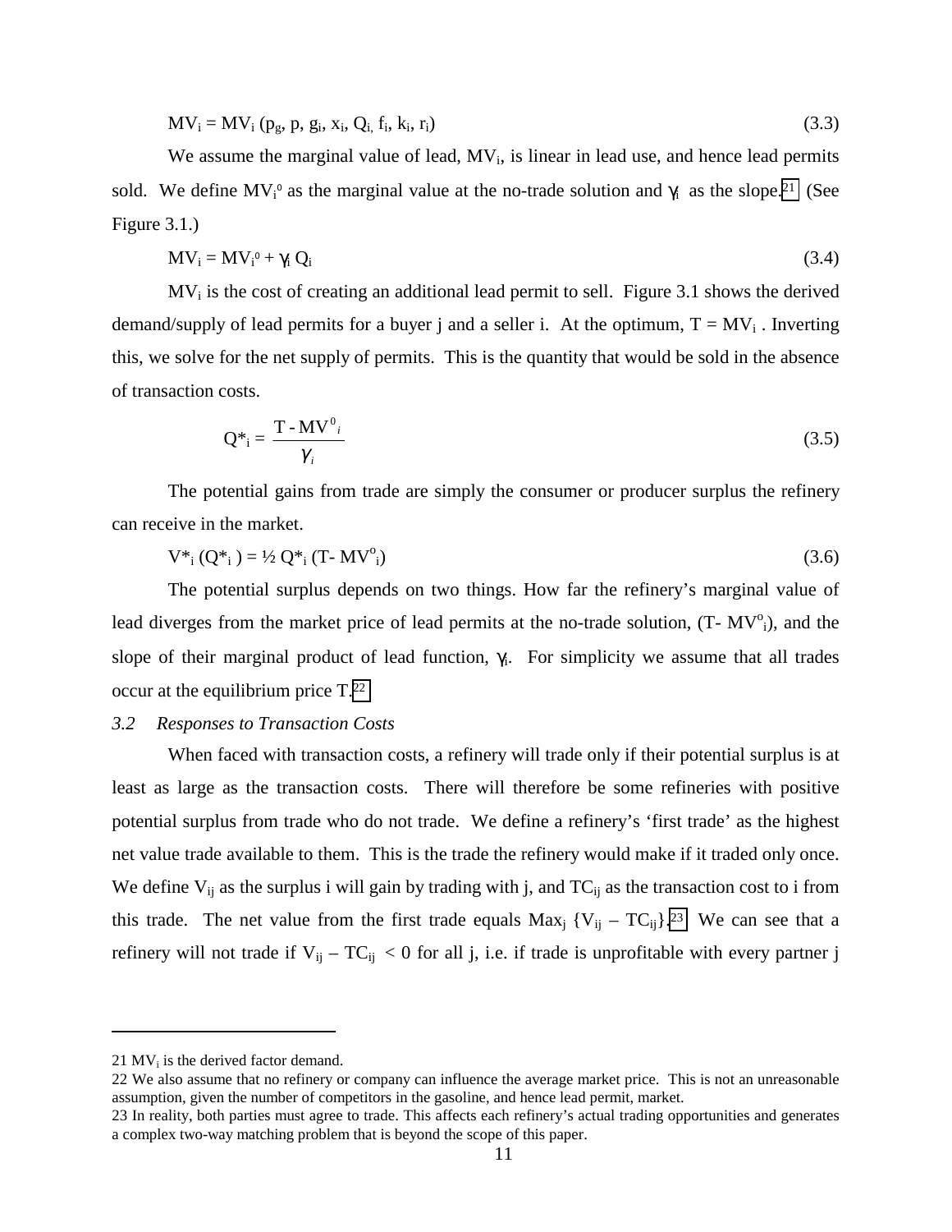$$MV_i = MV_i(p_g, p, g_i, x_i, Q_i, f_i, k_i, r_i) \tag{3.3}$$

We assume the marginal value of lead, $MV_i$, is linear in lead use, and hence lead permits sold. We define $MV_i^0$ as the marginal value at the no-trade solution and $\gamma_i$ as the slope.[21] (See Figure 3.1.)

$$MV_i = MV_i^0 + \gamma_i Q_i \tag{3.4}$$

$MV_i$ is the cost of creating an additional lead permit to sell. Figure 3.1 shows the derived demand/supply of lead permits for a buyer j and a seller i. At the optimum, $T = MV_i$. Inverting this, we solve for the net supply of permits. This is the quantity that would be sold in the absence of transaction costs.

$$Q^*_i = \frac{T - MV^0_i}{\gamma_i} \tag{3.5}$$

The potential gains from trade are simply the consumer or producer surplus the refinery can receive in the market.

$$V^*_i(Q^*_i) = \tfrac{1}{2} Q^*_i (T - MV^o_i) \tag{3.6}$$

The potential surplus depends on two things. How far the refinery's marginal value of lead diverges from the market price of lead permits at the no-trade solution, $(T - MV^o_i)$, and the slope of their marginal product of lead function, $\gamma_i$. For simplicity we assume that all trades occur at the equilibrium price T.[22]

### *3.2 Responses to Transaction Costs*

When faced with transaction costs, a refinery will trade only if their potential surplus is at least as large as the transaction costs. There will therefore be some refineries with positive potential surplus from trade who do not trade. We define a refinery's 'first trade' as the highest net value trade available to them. This is the trade the refinery would make if it traded only once. We define $V_{ij}$ as the surplus i will gain by trading with j, and $TC_{ij}$ as the transaction cost to i from this trade. The net value from the first trade equals $\text{Max}_j\{V_{ij} - TC_{ij}\}$.[23] We can see that a refinery will not trade if $V_{ij} - TC_{ij} < 0$ for all j, i.e. if trade is unprofitable with every partner j

---

21 $MV_i$ is the derived factor demand.

22 We also assume that no refinery or company can influence the average market price. This is not an unreasonable assumption, given the number of competitors in the gasoline, and hence lead permit, market.

23 In reality, both parties must agree to trade. This affects each refinery's actual trading opportunities and generates a complex two-way matching problem that is beyond the scope of this paper.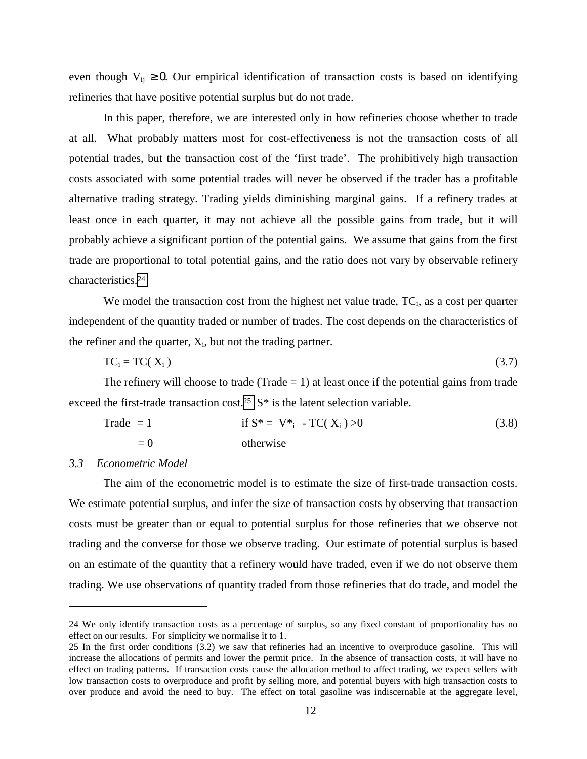even though $V_{ij} \geq 0$. Our empirical identification of transaction costs is based on identifying refineries that have positive potential surplus but do not trade.

In this paper, therefore, we are interested only in how refineries choose whether to trade at all. What probably matters most for cost-effectiveness is not the transaction costs of all potential trades, but the transaction cost of the 'first trade'. The prohibitively high transaction costs associated with some potential trades will never be observed if the trader has a profitable alternative trading strategy. Trading yields diminishing marginal gains. If a refinery trades at least once in each quarter, it may not achieve all the possible gains from trade, but it will probably achieve a significant portion of the potential gains. We assume that gains from the first trade are proportional to total potential gains, and the ratio does not vary by observable refinery characteristics.[24]

We model the transaction cost from the highest net value trade, $TC_i$, as a cost per quarter independent of the quantity traded or number of trades. The cost depends on the characteristics of the refiner and the quarter, $X_i$, but not the trading partner.

$$TC_i = TC(X_i) \tag{3.7}$$

The refinery will choose to trade (Trade = 1) at least once if the potential gains from trade exceed the first-trade transaction cost.[25] S* is the latent selection variable.

$$\begin{aligned} \text{Trade} &= 1 \qquad \text{if } S^* = V^*_i - TC(X_i) > 0 \\ &= 0 \qquad \text{otherwise} \end{aligned} \tag{3.8}$$

*3.3 Econometric Model*

The aim of the econometric model is to estimate the size of first-trade transaction costs. We estimate potential surplus, and infer the size of transaction costs by observing that transaction costs must be greater than or equal to potential surplus for those refineries that we observe not trading and the converse for those we observe trading. Our estimate of potential surplus is based on an estimate of the quantity that a refinery would have traded, even if we do not observe them trading. We use observations of quantity traded from those refineries that do trade, and model the

---

24 We only identify transaction costs as a percentage of surplus, so any fixed constant of proportionality has no effect on our results. For simplicity we normalise it to 1.

25 In the first order conditions (3.2) we saw that refineries had an incentive to overproduce gasoline. This will increase the allocations of permits and lower the permit price. In the absence of transaction costs, it will have no effect on trading patterns. If transaction costs cause the allocation method to affect trading, we expect sellers with low transaction costs to overproduce and profit by selling more, and potential buyers with high transaction costs to over produce and avoid the need to buy. The effect on total gasoline was indiscernable at the aggregate level,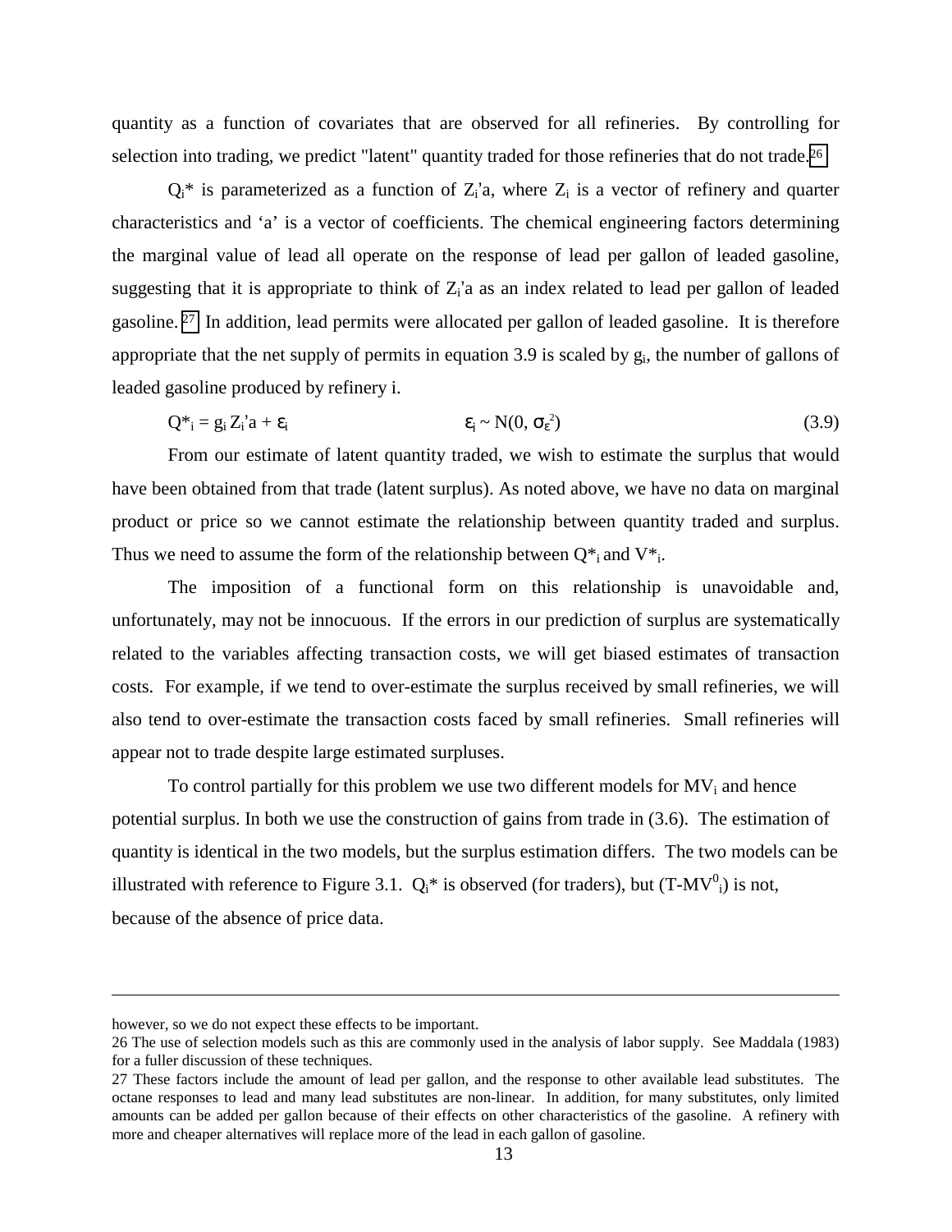quantity as a function of covariates that are observed for all refineries. By controlling for selection into trading, we predict "latent" quantity traded for those refineries that do not trade.[26]

$Q_i^*$ is parameterized as a function of $Z_i'a$, where $Z_i$ is a vector of refinery and quarter characteristics and 'a' is a vector of coefficients. The chemical engineering factors determining the marginal value of lead all operate on the response of lead per gallon of leaded gasoline, suggesting that it is appropriate to think of $Z_i'a$ as an index related to lead per gallon of leaded gasoline.[27] In addition, lead permits were allocated per gallon of leaded gasoline. It is therefore appropriate that the net supply of permits in equation 3.9 is scaled by $g_i$, the number of gallons of leaded gasoline produced by refinery i.

$$Q_i^* = g_i Z_i'a + \varepsilon_i \qquad \varepsilon_i \sim N(0, \sigma_\varepsilon^2) \tag{3.9}$$

From our estimate of latent quantity traded, we wish to estimate the surplus that would have been obtained from that trade (latent surplus). As noted above, we have no data on marginal product or price so we cannot estimate the relationship between quantity traded and surplus. Thus we need to assume the form of the relationship between $Q_i^*$ and $V_i^*$.

The imposition of a functional form on this relationship is unavoidable and, unfortunately, may not be innocuous. If the errors in our prediction of surplus are systematically related to the variables affecting transaction costs, we will get biased estimates of transaction costs. For example, if we tend to over-estimate the surplus received by small refineries, we will also tend to over-estimate the transaction costs faced by small refineries. Small refineries will appear not to trade despite large estimated surpluses.

To control partially for this problem we use two different models for $MV_i$ and hence potential surplus. In both we use the construction of gains from trade in (3.6). The estimation of quantity is identical in the two models, but the surplus estimation differs. The two models can be illustrated with reference to Figure 3.1. $Q_i^*$ is observed (for traders), but $(T-MV^0_i)$ is not, because of the absence of price data.

---

however, so we do not expect these effects to be important.

26 The use of selection models such as this are commonly used in the analysis of labor supply. See Maddala (1983) for a fuller discussion of these techniques.

27 These factors include the amount of lead per gallon, and the response to other available lead substitutes. The octane responses to lead and many lead substitutes are non-linear. In addition, for many substitutes, only limited amounts can be added per gallon because of their effects on other characteristics of the gasoline. A refinery with more and cheaper alternatives will replace more of the lead in each gallon of gasoline.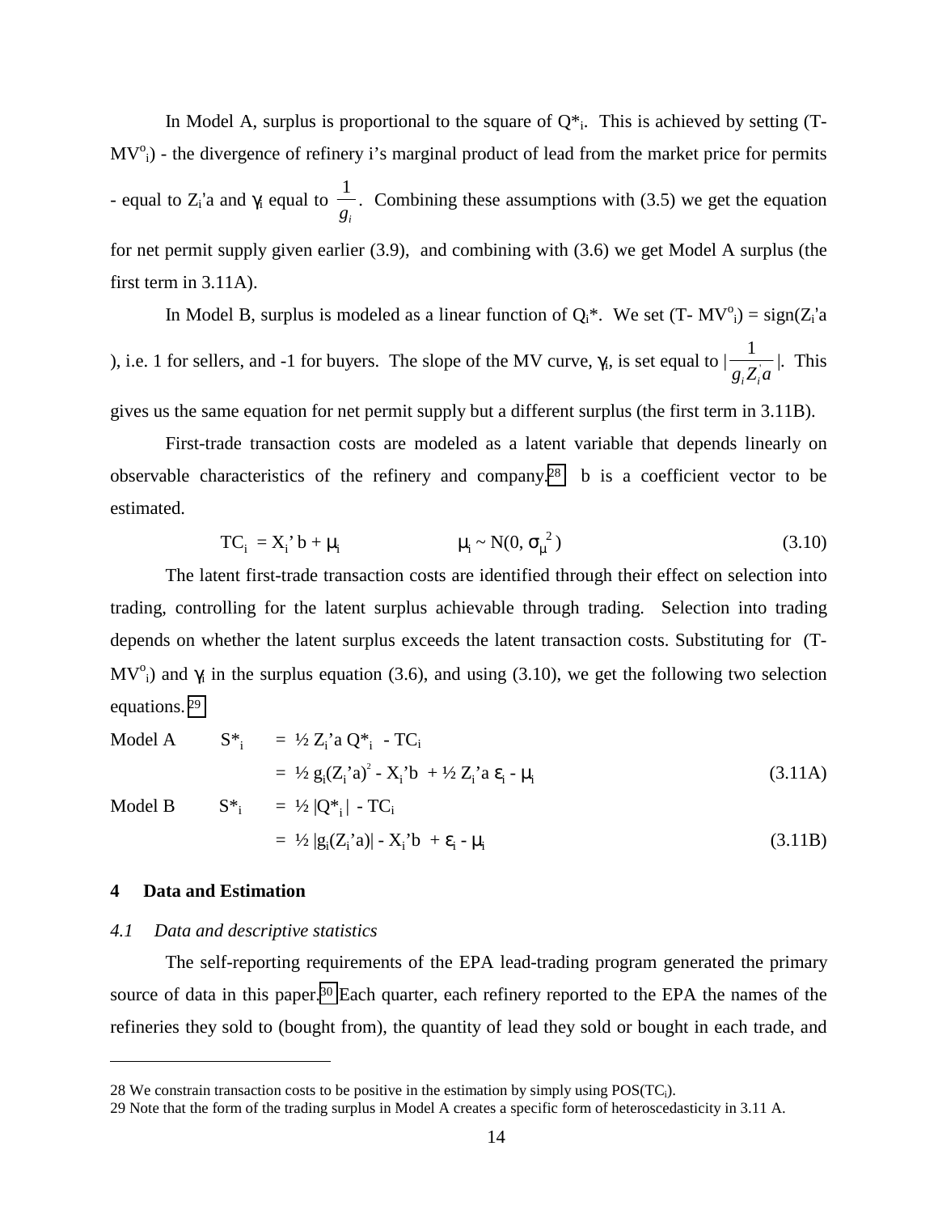In Model A, surplus is proportional to the square of $Q^*_i$. This is achieved by setting $(T - MV^o_i)$ - the divergence of refinery i's marginal product of lead from the market price for permits - equal to $Z_i$'a and $\gamma_i$ equal to $\frac{1}{g_i}$. Combining these assumptions with (3.5) we get the equation for net permit supply given earlier (3.9), and combining with (3.6) we get Model A surplus (the first term in 3.11A).

In Model B, surplus is modeled as a linear function of $Q_i^*$. We set $(T - MV^o_i) = \text{sign}(Z_i\text{'}a)$, i.e. 1 for sellers, and -1 for buyers. The slope of the MV curve, $\gamma_i$, is set equal to $\left|\frac{1}{g_i Z_i^{'} a}\right|$. This gives us the same equation for net permit supply but a different surplus (the first term in 3.11B).

First-trade transaction costs are modeled as a latent variable that depends linearly on observable characteristics of the refinery and company.[28] b is a coefficient vector to be estimated.

$$TC_i = X_i\text{'}\, b + \mu_i \qquad\qquad \mu_i \sim N(0, \sigma_\mu^{\,2}) \tag{3.10}$$

The latent first-trade transaction costs are identified through their effect on selection into trading, controlling for the latent surplus achievable through trading. Selection into trading depends on whether the latent surplus exceeds the latent transaction costs. Substituting for $(T - MV^o_i)$ and $\gamma_i$ in the surplus equation (3.6), and using (3.10), we get the following two selection equations.[29]

Model A

$$\begin{aligned} S^*_i &= \tfrac{1}{2}\, Z_i\text{'}a\, Q^*_i - TC_i \\ &= \tfrac{1}{2}\, g_i (Z_i\text{'}a)^2 - X_i\text{'}b + \tfrac{1}{2}\, Z_i\text{'}a\, \varepsilon_i - \mu_i \end{aligned} \tag{3.11A}$$

Model B

$$\begin{aligned} S^*_i &= \tfrac{1}{2}\, |Q^*_i| - TC_i \\ &= \tfrac{1}{2}\, |g_i (Z_i\text{'}a)| - X_i\text{'}b + \varepsilon_i - \mu_i \end{aligned} \tag{3.11B}$$

## 4 Data and Estimation

### *4.1 Data and descriptive statistics*

The self-reporting requirements of the EPA lead-trading program generated the primary source of data in this paper.[30] Each quarter, each refinery reported to the EPA the names of the refineries they sold to (bought from), the quantity of lead they sold or bought in each trade, and

---

28 We constrain transaction costs to be positive in the estimation by simply using POS($TC_i$).

29 Note that the form of the trading surplus in Model A creates a specific form of heteroscedasticity in 3.11 A.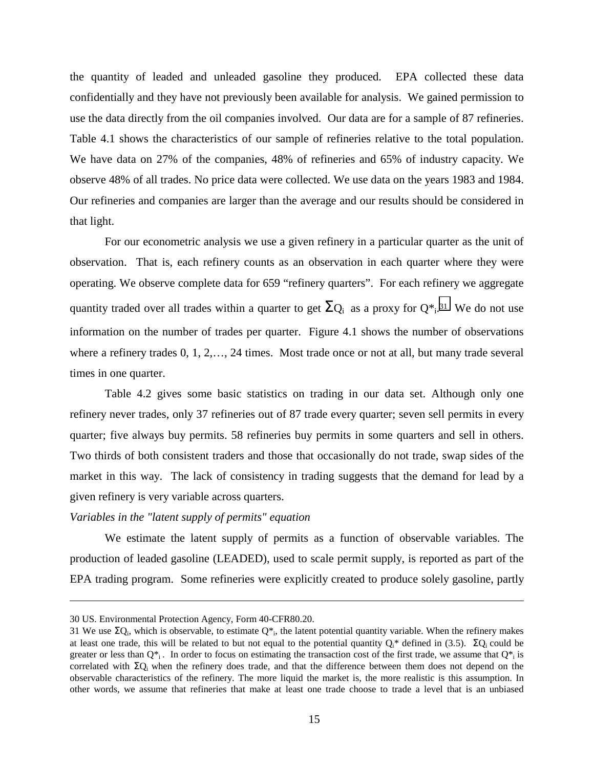the quantity of leaded and unleaded gasoline they produced. EPA collected these data confidentially and they have not previously been available for analysis. We gained permission to use the data directly from the oil companies involved. Our data are for a sample of 87 refineries. Table 4.1 shows the characteristics of our sample of refineries relative to the total population. We have data on 27% of the companies, 48% of refineries and 65% of industry capacity. We observe 48% of all trades. No price data were collected. We use data on the years 1983 and 1984. Our refineries and companies are larger than the average and our results should be considered in that light.

For our econometric analysis we use a given refinery in a particular quarter as the unit of observation. That is, each refinery counts as an observation in each quarter where they were operating. We observe complete data for 659 "refinery quarters". For each refinery we aggregate quantity traded over all trades within a quarter to get $\Sigma Q_i$ as a proxy for $Q^*_i$.[31] We do not use information on the number of trades per quarter. Figure 4.1 shows the number of observations where a refinery trades 0, 1, 2,…, 24 times. Most trade once or not at all, but many trade several times in one quarter.

Table 4.2 gives some basic statistics on trading in our data set. Although only one refinery never trades, only 37 refineries out of 87 trade every quarter; seven sell permits in every quarter; five always buy permits. 58 refineries buy permits in some quarters and sell in others. Two thirds of both consistent traders and those that occasionally do not trade, swap sides of the market in this way. The lack of consistency in trading suggests that the demand for lead by a given refinery is very variable across quarters.

*Variables in the "latent supply of permits" equation*

We estimate the latent supply of permits as a function of observable variables. The production of leaded gasoline (LEADED), used to scale permit supply, is reported as part of the EPA trading program. Some refineries were explicitly created to produce solely gasoline, partly

---

30 US. Environmental Protection Agency, Form 40-CFR80.20.

31 We use $\Sigma Q_i$, which is observable, to estimate $Q^*_i$, the latent potential quantity variable. When the refinery makes at least one trade, this will be related to but not equal to the potential quantity $Q_i^*$ defined in (3.5). $\Sigma Q_i$ could be greater or less than $Q^*_i$. In order to focus on estimating the transaction cost of the first trade, we assume that $Q^*_i$ is correlated with $\Sigma Q_i$ when the refinery does trade, and that the difference between them does not depend on the observable characteristics of the refinery. The more liquid the market is, the more realistic is this assumption. In other words, we assume that refineries that make at least one trade choose to trade a level that is an unbiased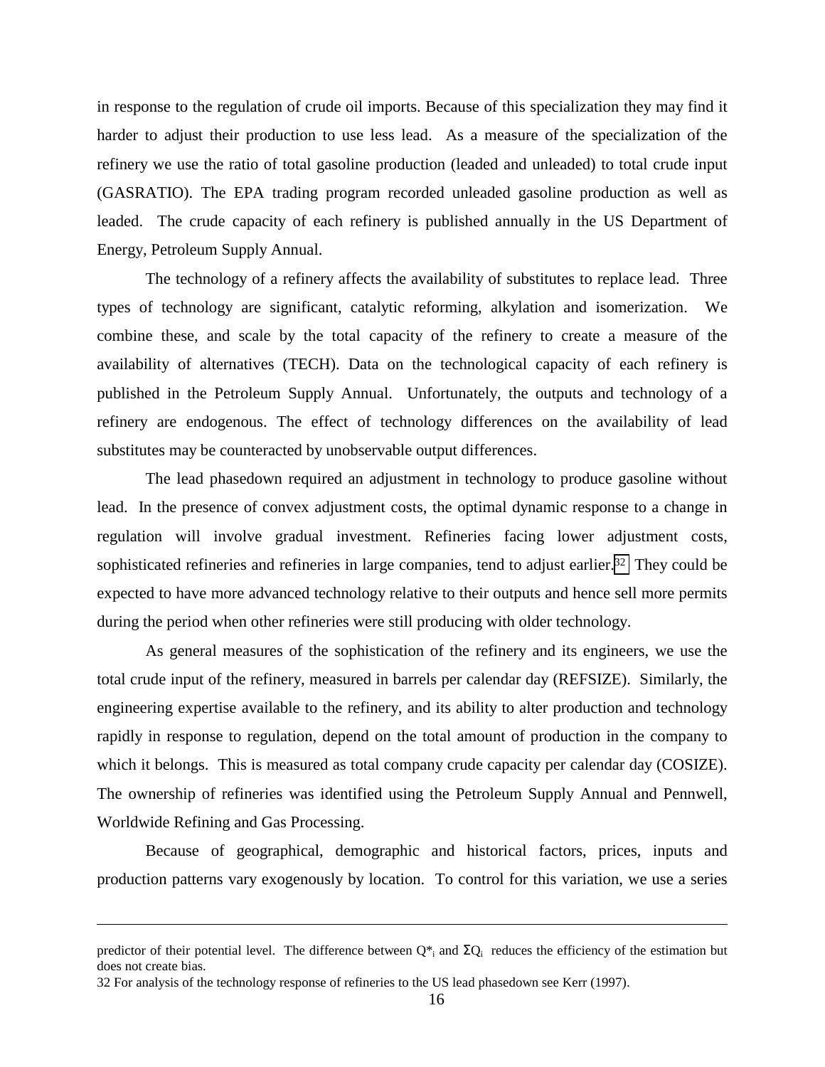in response to the regulation of crude oil imports. Because of this specialization they may find it harder to adjust their production to use less lead. As a measure of the specialization of the refinery we use the ratio of total gasoline production (leaded and unleaded) to total crude input (GASRATIO). The EPA trading program recorded unleaded gasoline production as well as leaded. The crude capacity of each refinery is published annually in the US Department of Energy, Petroleum Supply Annual.

The technology of a refinery affects the availability of substitutes to replace lead. Three types of technology are significant, catalytic reforming, alkylation and isomerization. We combine these, and scale by the total capacity of the refinery to create a measure of the availability of alternatives (TECH). Data on the technological capacity of each refinery is published in the Petroleum Supply Annual. Unfortunately, the outputs and technology of a refinery are endogenous. The effect of technology differences on the availability of lead substitutes may be counteracted by unobservable output differences.

The lead phasedown required an adjustment in technology to produce gasoline without lead. In the presence of convex adjustment costs, the optimal dynamic response to a change in regulation will involve gradual investment. Refineries facing lower adjustment costs, sophisticated refineries and refineries in large companies, tend to adjust earlier.[32] They could be expected to have more advanced technology relative to their outputs and hence sell more permits during the period when other refineries were still producing with older technology.

As general measures of the sophistication of the refinery and its engineers, we use the total crude input of the refinery, measured in barrels per calendar day (REFSIZE). Similarly, the engineering expertise available to the refinery, and its ability to alter production and technology rapidly in response to regulation, depend on the total amount of production in the company to which it belongs. This is measured as total company crude capacity per calendar day (COSIZE). The ownership of refineries was identified using the Petroleum Supply Annual and Pennwell, Worldwide Refining and Gas Processing.

Because of geographical, demographic and historical factors, prices, inputs and production patterns vary exogenously by location. To control for this variation, we use a series

---

predictor of their potential level. The difference between $Q^*_i$ and $\Sigma Q_i$ reduces the efficiency of the estimation but does not create bias.

32 For analysis of the technology response of refineries to the US lead phasedown see Kerr (1997).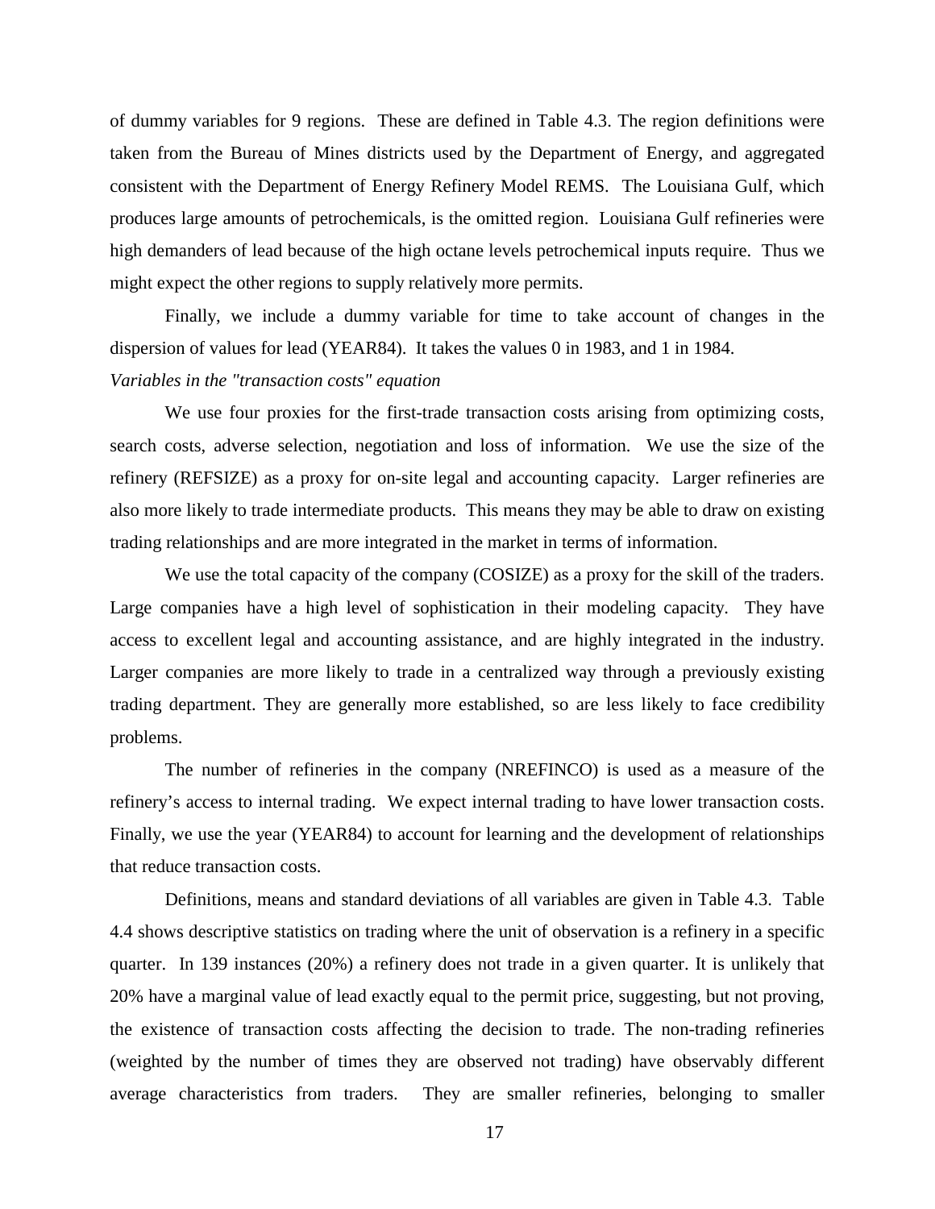of dummy variables for 9 regions. These are defined in Table 4.3. The region definitions were taken from the Bureau of Mines districts used by the Department of Energy, and aggregated consistent with the Department of Energy Refinery Model REMS. The Louisiana Gulf, which produces large amounts of petrochemicals, is the omitted region. Louisiana Gulf refineries were high demanders of lead because of the high octane levels petrochemical inputs require. Thus we might expect the other regions to supply relatively more permits.

Finally, we include a dummy variable for time to take account of changes in the dispersion of values for lead (YEAR84). It takes the values 0 in 1983, and 1 in 1984.

*Variables in the "transaction costs" equation*

We use four proxies for the first-trade transaction costs arising from optimizing costs, search costs, adverse selection, negotiation and loss of information. We use the size of the refinery (REFSIZE) as a proxy for on-site legal and accounting capacity. Larger refineries are also more likely to trade intermediate products. This means they may be able to draw on existing trading relationships and are more integrated in the market in terms of information.

We use the total capacity of the company (COSIZE) as a proxy for the skill of the traders. Large companies have a high level of sophistication in their modeling capacity. They have access to excellent legal and accounting assistance, and are highly integrated in the industry. Larger companies are more likely to trade in a centralized way through a previously existing trading department. They are generally more established, so are less likely to face credibility problems.

The number of refineries in the company (NREFINCO) is used as a measure of the refinery's access to internal trading. We expect internal trading to have lower transaction costs. Finally, we use the year (YEAR84) to account for learning and the development of relationships that reduce transaction costs.

Definitions, means and standard deviations of all variables are given in Table 4.3. Table 4.4 shows descriptive statistics on trading where the unit of observation is a refinery in a specific quarter. In 139 instances (20%) a refinery does not trade in a given quarter. It is unlikely that 20% have a marginal value of lead exactly equal to the permit price, suggesting, but not proving, the existence of transaction costs affecting the decision to trade. The non-trading refineries (weighted by the number of times they are observed not trading) have observably different average characteristics from traders. They are smaller refineries, belonging to smaller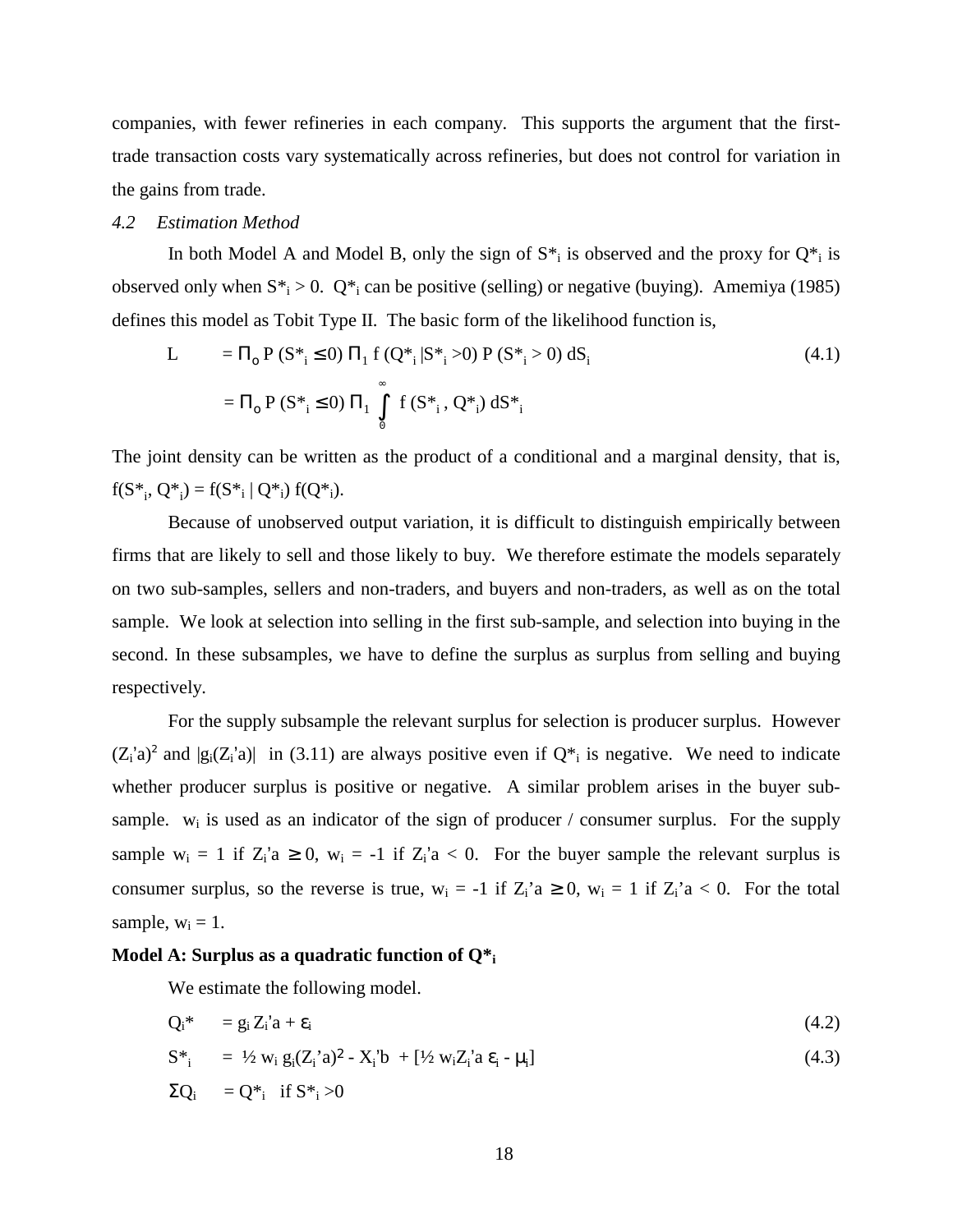companies, with fewer refineries in each company. This supports the argument that the first-trade transaction costs vary systematically across refineries, but does not control for variation in the gains from trade.

### *4.2 Estimation Method*

In both Model A and Model B, only the sign of $S^*_i$ is observed and the proxy for $Q^*_i$ is observed only when $S^*_i > 0$. $Q^*_i$ can be positive (selling) or negative (buying). Amemiya (1985) defines this model as Tobit Type II. The basic form of the likelihood function is,

$$L = \Pi_o \, P(S^*_i \leq 0) \, \Pi_1 \, f(Q^*_i | S^*_i > 0) \, P(S^*_i > 0) \, dS_i \tag{4.1}$$

$$= \Pi_o \, P(S^*_i \leq 0) \, \Pi_1 \int_0^\infty f(S^*_i, Q^*_i) \, dS^*_i$$

The joint density can be written as the product of a conditional and a marginal density, that is, $f(S^*_i, Q^*_i) = f(S^*_i \mid Q^*_i) \, f(Q^*_i)$.

Because of unobserved output variation, it is difficult to distinguish empirically between firms that are likely to sell and those likely to buy. We therefore estimate the models separately on two sub-samples, sellers and non-traders, and buyers and non-traders, as well as on the total sample. We look at selection into selling in the first sub-sample, and selection into buying in the second. In these subsamples, we have to define the surplus as surplus from selling and buying respectively.

For the supply subsample the relevant surplus for selection is producer surplus. However $(Z_i'a)^2$ and $|g_i(Z_i'a)|$ in (3.11) are always positive even if $Q^*_i$ is negative. We need to indicate whether producer surplus is positive or negative. A similar problem arises in the buyer sub-sample. $w_i$ is used as an indicator of the sign of producer / consumer surplus. For the supply sample $w_i = 1$ if $Z_i'a \geq 0$, $w_i = -1$ if $Z_i'a < 0$. For the buyer sample the relevant surplus is consumer surplus, so the reverse is true, $w_i = -1$ if $Z_i'a \geq 0$, $w_i = 1$ if $Z_i'a < 0$. For the total sample, $w_i = 1$.

**Model A: Surplus as a quadratic function of $Q^*_i$**

We estimate the following model.

$$Q_i^* = g_i Z_i'a + \varepsilon_i \tag{4.2}$$

$$S^*_i = \tfrac{1}{2} w_i \, g_i (Z_i'a)^2 - X_i'b + [\tfrac{1}{2} w_i Z_i'a \, \varepsilon_i - \mu_i] \tag{4.3}$$

$$\Sigma Q_i = Q^*_i \quad \text{if } S^*_i > 0$$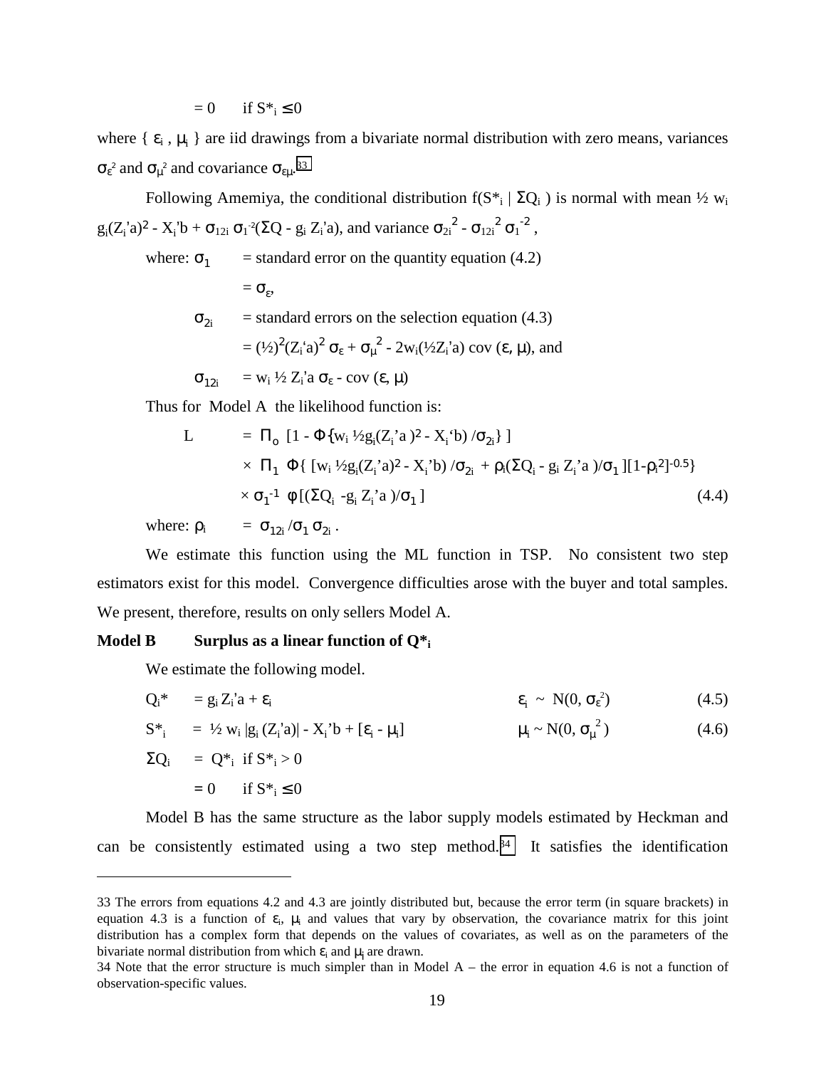$= 0 \quad \text{if } S^*_i \leq 0$

where $\{ \varepsilon_i , \mu_i \}$ are iid drawings from a bivariate normal distribution with zero means, variances $\sigma_\varepsilon^2$ and $\sigma_\mu^2$ and covariance $\sigma_{\varepsilon\mu}$.[33]

Following Amemiya, the conditional distribution $f(S^*_i \mid \Sigma Q_i)$ is normal with mean ½ $w_i g_i(Z_i'a)^2 - X_i'b + \sigma_{12i}\, \sigma_1^{-2}(\Sigma Q - g_i Z_i'a)$, and variance $\sigma_{2i}^2 - \sigma_{12i}^2\, \sigma_1^{-2}$,

where: $\sigma_1$ = standard error on the quantity equation (4.2)

$= \sigma_\varepsilon$,

$\sigma_{2i}$ = standard errors on the selection equation (4.3)

$= (½)^2(Z_i'a)^2\, \sigma_\varepsilon + \sigma_\mu^2 - 2w_i(½Z_i'a)\, \mathrm{cov}(\varepsilon, \mu)$, and

$\sigma_{12i}$ $= w_i\, ½\, Z_i'a\, \sigma_\varepsilon - \mathrm{cov}(\varepsilon, \mu)$

Thus for Model A the likelihood function is:

$$
\begin{aligned}
L = {} & \Pi_o \left[1 - \Phi\{w_i\, ½ g_i(Z_i'a)^2 - X_i'b) /\sigma_{2i}\}\right] \\
& \times\ \Pi_1\ \Phi\{ [w_i\, ½ g_i(Z_i'a)^2 - X_i'b) /\sigma_{2i} + \rho_i(\Sigma Q_i - g_i Z_i'a)/\sigma_1 ][1-\rho_i^2]^{-0.5}\} \\
& \times \sigma_1^{-1}\ \phi[(\Sigma Q_i - g_i Z_i'a)/\sigma_1] \qquad (4.4)
\end{aligned}
$$

where: $\rho_i = \sigma_{12i} / \sigma_1\, \sigma_{2i}$.

We estimate this function using the ML function in TSP. No consistent two step estimators exist for this model. Convergence difficulties arose with the buyer and total samples. We present, therefore, results on only sellers Model A.

**Model B Surplus as a linear function of $Q^*_i$**

We estimate the following model.

$$Q_i^* = g_i Z_i'a + \varepsilon_i \qquad \varepsilon_i \sim N(0, \sigma_\varepsilon^2) \qquad (4.5)$$

$$S^*_i = ½\, w_i\, |g_i (Z_i'a)| - X_i'b + [\varepsilon_i - \mu_i] \qquad \mu_i \sim N(0, \sigma_\mu^2) \qquad (4.6)$$

$\Sigma Q_i = Q^*_i$ if $S^*_i > 0$

$= 0$ if $S^*_i \leq 0$

Model B has the same structure as the labor supply models estimated by Heckman and can be consistently estimated using a two step method.[34] It satisfies the identification

---

33 The errors from equations 4.2 and 4.3 are jointly distributed but, because the error term (in square brackets) in equation 4.3 is a function of $\varepsilon_i$, $\mu_i$ and values that vary by observation, the covariance matrix for this joint distribution has a complex form that depends on the values of covariates, as well as on the parameters of the bivariate normal distribution from which $\varepsilon_i$ and $\mu_i$ are drawn.

34 Note that the error structure is much simpler than in Model A – the error in equation 4.6 is not a function of observation-specific values.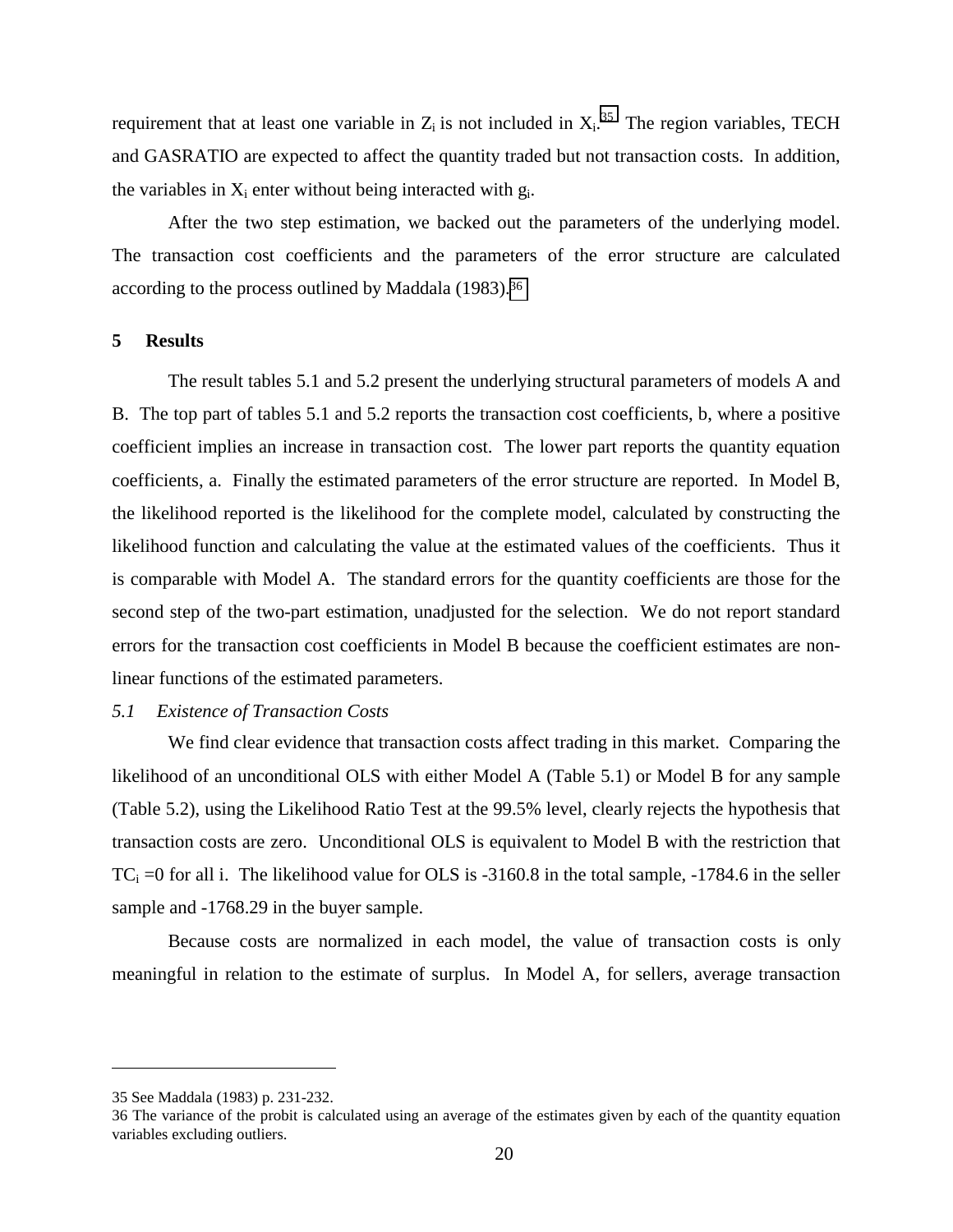requirement that at least one variable in $Z_i$ is not included in $X_i$.[35] The region variables, TECH and GASRATIO are expected to affect the quantity traded but not transaction costs. In addition, the variables in $X_i$ enter without being interacted with $g_i$.

After the two step estimation, we backed out the parameters of the underlying model. The transaction cost coefficients and the parameters of the error structure are calculated according to the process outlined by Maddala (1983).[36]

## 5 Results

The result tables 5.1 and 5.2 present the underlying structural parameters of models A and B. The top part of tables 5.1 and 5.2 reports the transaction cost coefficients, b, where a positive coefficient implies an increase in transaction cost. The lower part reports the quantity equation coefficients, a. Finally the estimated parameters of the error structure are reported. In Model B, the likelihood reported is the likelihood for the complete model, calculated by constructing the likelihood function and calculating the value at the estimated values of the coefficients. Thus it is comparable with Model A. The standard errors for the quantity coefficients are those for the second step of the two-part estimation, unadjusted for the selection. We do not report standard errors for the transaction cost coefficients in Model B because the coefficient estimates are non-linear functions of the estimated parameters.

### *5.1 Existence of Transaction Costs*

We find clear evidence that transaction costs affect trading in this market. Comparing the likelihood of an unconditional OLS with either Model A (Table 5.1) or Model B for any sample (Table 5.2), using the Likelihood Ratio Test at the 99.5% level, clearly rejects the hypothesis that transaction costs are zero. Unconditional OLS is equivalent to Model B with the restriction that $TC_i = 0$ for all i. The likelihood value for OLS is -3160.8 in the total sample, -1784.6 in the seller sample and -1768.29 in the buyer sample.

Because costs are normalized in each model, the value of transaction costs is only meaningful in relation to the estimate of surplus. In Model A, for sellers, average transaction

---

35 See Maddala (1983) p. 231-232.

36 The variance of the probit is calculated using an average of the estimates given by each of the quantity equation variables excluding outliers.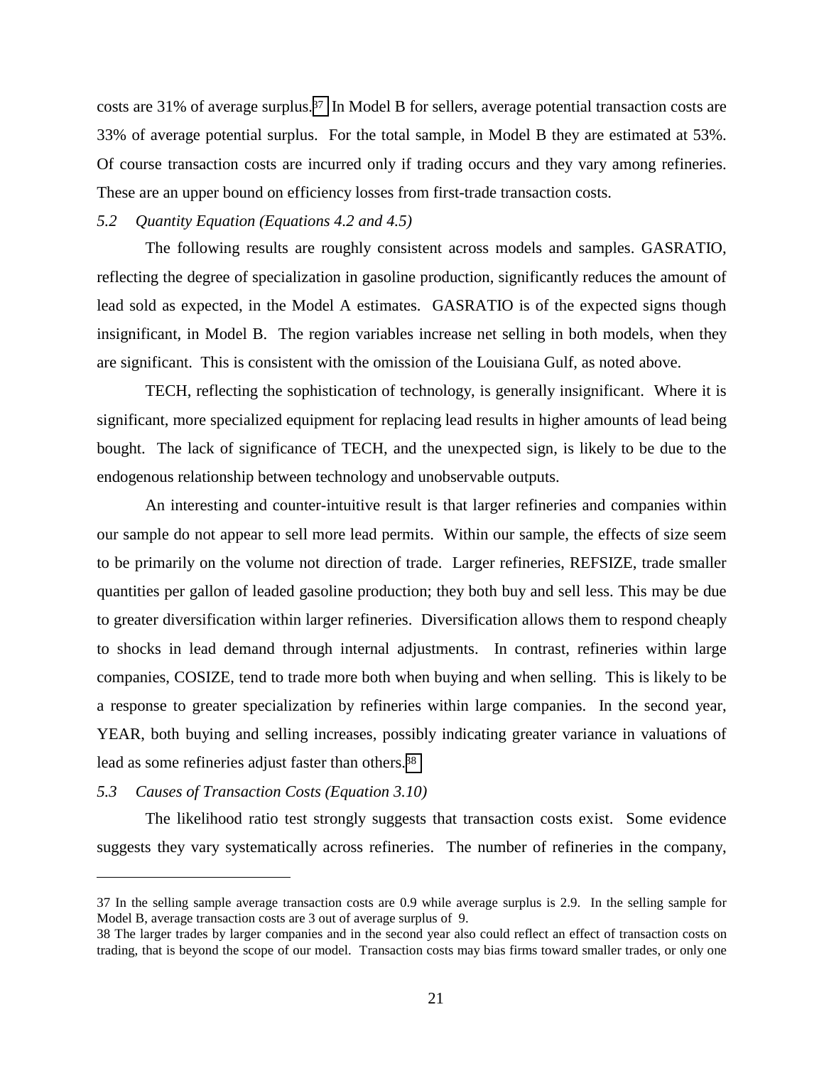costs are 31% of average surplus.[37] In Model B for sellers, average potential transaction costs are 33% of average potential surplus. For the total sample, in Model B they are estimated at 53%. Of course transaction costs are incurred only if trading occurs and they vary among refineries. These are an upper bound on efficiency losses from first-trade transaction costs.

### *5.2 Quantity Equation (Equations 4.2 and 4.5)*

The following results are roughly consistent across models and samples. GASRATIO, reflecting the degree of specialization in gasoline production, significantly reduces the amount of lead sold as expected, in the Model A estimates. GASRATIO is of the expected signs though insignificant, in Model B. The region variables increase net selling in both models, when they are significant. This is consistent with the omission of the Louisiana Gulf, as noted above.

TECH, reflecting the sophistication of technology, is generally insignificant. Where it is significant, more specialized equipment for replacing lead results in higher amounts of lead being bought. The lack of significance of TECH, and the unexpected sign, is likely to be due to the endogenous relationship between technology and unobservable outputs.

An interesting and counter-intuitive result is that larger refineries and companies within our sample do not appear to sell more lead permits. Within our sample, the effects of size seem to be primarily on the volume not direction of trade. Larger refineries, REFSIZE, trade smaller quantities per gallon of leaded gasoline production; they both buy and sell less. This may be due to greater diversification within larger refineries. Diversification allows them to respond cheaply to shocks in lead demand through internal adjustments. In contrast, refineries within large companies, COSIZE, tend to trade more both when buying and when selling. This is likely to be a response to greater specialization by refineries within large companies. In the second year, YEAR, both buying and selling increases, possibly indicating greater variance in valuations of lead as some refineries adjust faster than others.[38]

### *5.3 Causes of Transaction Costs (Equation 3.10)*

The likelihood ratio test strongly suggests that transaction costs exist. Some evidence suggests they vary systematically across refineries. The number of refineries in the company,

---

37 In the selling sample average transaction costs are 0.9 while average surplus is 2.9. In the selling sample for Model B, average transaction costs are 3 out of average surplus of 9.

38 The larger trades by larger companies and in the second year also could reflect an effect of transaction costs on trading, that is beyond the scope of our model. Transaction costs may bias firms toward smaller trades, or only one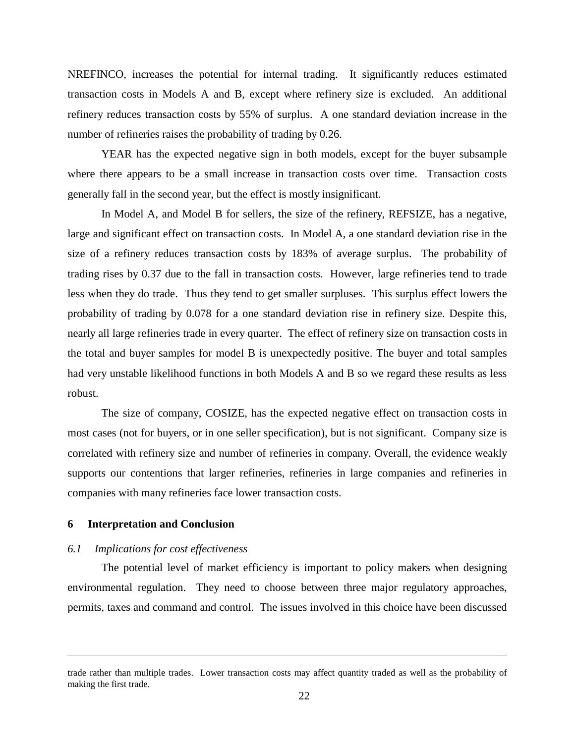NREFINCO, increases the potential for internal trading. It significantly reduces estimated transaction costs in Models A and B, except where refinery size is excluded. An additional refinery reduces transaction costs by 55% of surplus. A one standard deviation increase in the number of refineries raises the probability of trading by 0.26.

YEAR has the expected negative sign in both models, except for the buyer subsample where there appears to be a small increase in transaction costs over time. Transaction costs generally fall in the second year, but the effect is mostly insignificant.

In Model A, and Model B for sellers, the size of the refinery, REFSIZE, has a negative, large and significant effect on transaction costs. In Model A, a one standard deviation rise in the size of a refinery reduces transaction costs by 183% of average surplus. The probability of trading rises by 0.37 due to the fall in transaction costs. However, large refineries tend to trade less when they do trade. Thus they tend to get smaller surpluses. This surplus effect lowers the probability of trading by 0.078 for a one standard deviation rise in refinery size. Despite this, nearly all large refineries trade in every quarter. The effect of refinery size on transaction costs in the total and buyer samples for model B is unexpectedly positive. The buyer and total samples had very unstable likelihood functions in both Models A and B so we regard these results as less robust.

The size of company, COSIZE, has the expected negative effect on transaction costs in most cases (not for buyers, or in one seller specification), but is not significant. Company size is correlated with refinery size and number of refineries in company. Overall, the evidence weakly supports our contentions that larger refineries, refineries in large companies and refineries in companies with many refineries face lower transaction costs.

## 6 Interpretation and Conclusion

### *6.1 Implications for cost effectiveness*

The potential level of market efficiency is important to policy makers when designing environmental regulation. They need to choose between three major regulatory approaches, permits, taxes and command and control. The issues involved in this choice have been discussed

---

trade rather than multiple trades. Lower transaction costs may affect quantity traded as well as the probability of making the first trade.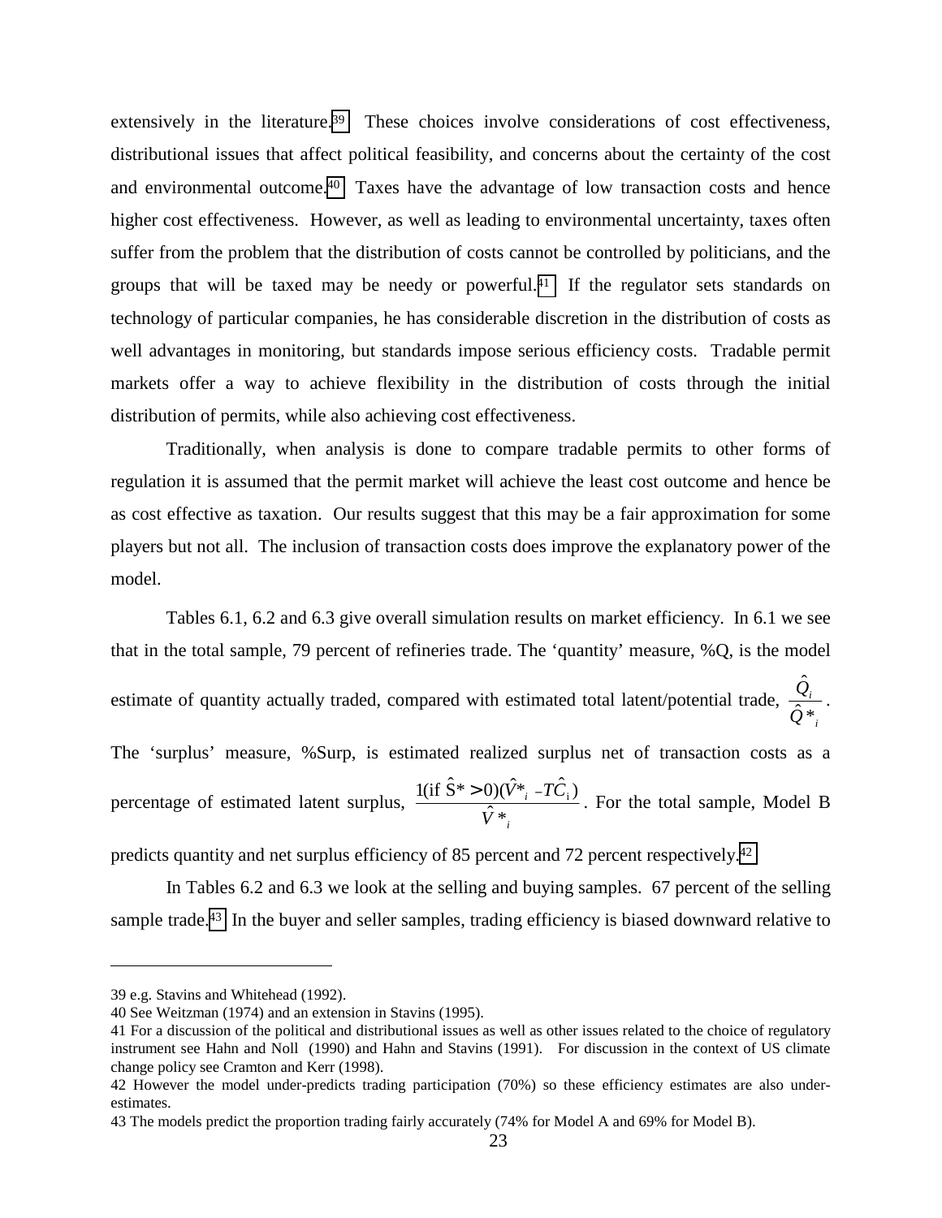extensively in the literature.[39] These choices involve considerations of cost effectiveness, distributional issues that affect political feasibility, and concerns about the certainty of the cost and environmental outcome.[40] Taxes have the advantage of low transaction costs and hence higher cost effectiveness. However, as well as leading to environmental uncertainty, taxes often suffer from the problem that the distribution of costs cannot be controlled by politicians, and the groups that will be taxed may be needy or powerful.[41] If the regulator sets standards on technology of particular companies, he has considerable discretion in the distribution of costs as well advantages in monitoring, but standards impose serious efficiency costs. Tradable permit markets offer a way to achieve flexibility in the distribution of costs through the initial distribution of permits, while also achieving cost effectiveness.

Traditionally, when analysis is done to compare tradable permits to other forms of regulation it is assumed that the permit market will achieve the least cost outcome and hence be as cost effective as taxation. Our results suggest that this may be a fair approximation for some players but not all. The inclusion of transaction costs does improve the explanatory power of the model.

Tables 6.1, 6.2 and 6.3 give overall simulation results on market efficiency. In 6.1 we see that in the total sample, 79 percent of refineries trade. The 'quantity' measure, %Q, is the model estimate of quantity actually traded, compared with estimated total latent/potential trade, $\frac{\hat{Q}_i}{\hat{Q}*_i}$. The 'surplus' measure, %Surp, is estimated realized surplus net of transaction costs as a percentage of estimated latent surplus, $\frac{1(\text{if } \hat{S}* > 0)(\hat{V}*_i - \hat{TC}_i)}{\hat{V}*_i}$. For the total sample, Model B predicts quantity and net surplus efficiency of 85 percent and 72 percent respectively.[42]

In Tables 6.2 and 6.3 we look at the selling and buying samples. 67 percent of the selling sample trade.[43] In the buyer and seller samples, trading efficiency is biased downward relative to

---

39 e.g. Stavins and Whitehead (1992).

40 See Weitzman (1974) and an extension in Stavins (1995).

41 For a discussion of the political and distributional issues as well as other issues related to the choice of regulatory instrument see Hahn and Noll (1990) and Hahn and Stavins (1991). For discussion in the context of US climate change policy see Cramton and Kerr (1998).

42 However the model under-predicts trading participation (70%) so these efficiency estimates are also under-estimates.

43 The models predict the proportion trading fairly accurately (74% for Model A and 69% for Model B).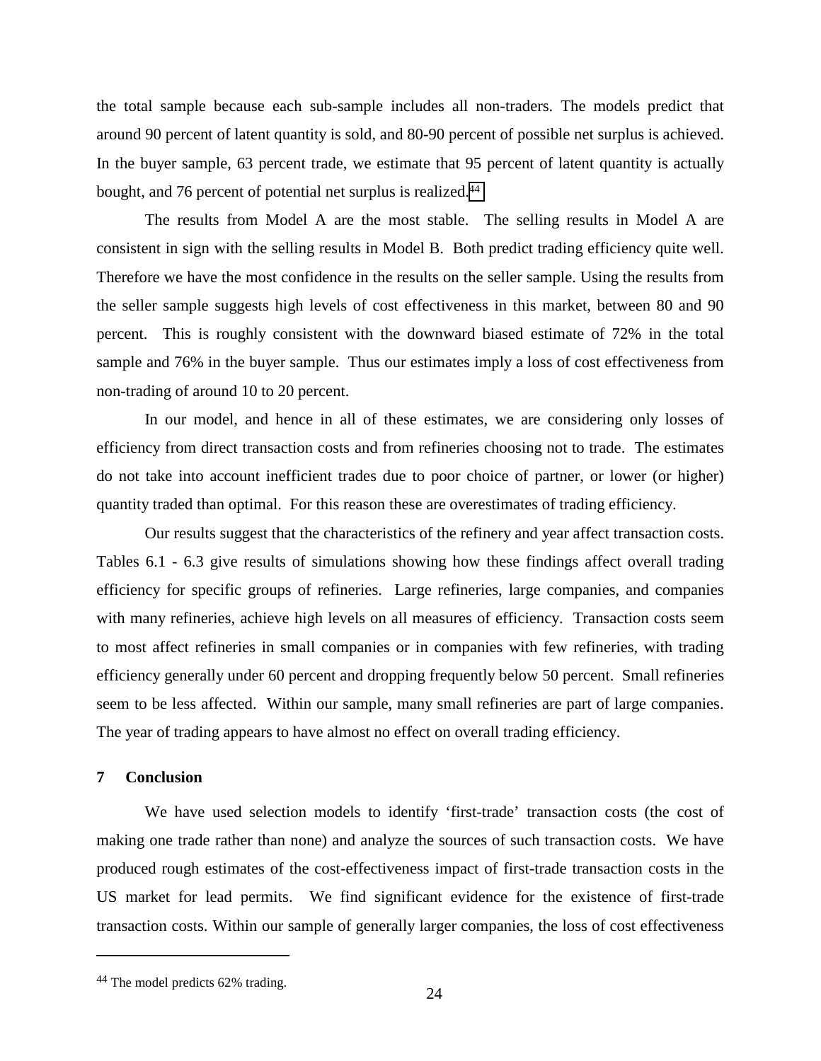the total sample because each sub-sample includes all non-traders. The models predict that around 90 percent of latent quantity is sold, and 80-90 percent of possible net surplus is achieved. In the buyer sample, 63 percent trade, we estimate that 95 percent of latent quantity is actually bought, and 76 percent of potential net surplus is realized.[44]

The results from Model A are the most stable. The selling results in Model A are consistent in sign with the selling results in Model B. Both predict trading efficiency quite well. Therefore we have the most confidence in the results on the seller sample. Using the results from the seller sample suggests high levels of cost effectiveness in this market, between 80 and 90 percent. This is roughly consistent with the downward biased estimate of 72% in the total sample and 76% in the buyer sample. Thus our estimates imply a loss of cost effectiveness from non-trading of around 10 to 20 percent.

In our model, and hence in all of these estimates, we are considering only losses of efficiency from direct transaction costs and from refineries choosing not to trade. The estimates do not take into account inefficient trades due to poor choice of partner, or lower (or higher) quantity traded than optimal. For this reason these are overestimates of trading efficiency.

Our results suggest that the characteristics of the refinery and year affect transaction costs. Tables 6.1 - 6.3 give results of simulations showing how these findings affect overall trading efficiency for specific groups of refineries. Large refineries, large companies, and companies with many refineries, achieve high levels on all measures of efficiency. Transaction costs seem to most affect refineries in small companies or in companies with few refineries, with trading efficiency generally under 60 percent and dropping frequently below 50 percent. Small refineries seem to be less affected. Within our sample, many small refineries are part of large companies. The year of trading appears to have almost no effect on overall trading efficiency.

## 7 Conclusion

We have used selection models to identify 'first-trade' transaction costs (the cost of making one trade rather than none) and analyze the sources of such transaction costs. We have produced rough estimates of the cost-effectiveness impact of first-trade transaction costs in the US market for lead permits. We find significant evidence for the existence of first-trade transaction costs. Within our sample of generally larger companies, the loss of cost effectiveness

---

[44] The model predicts 62% trading.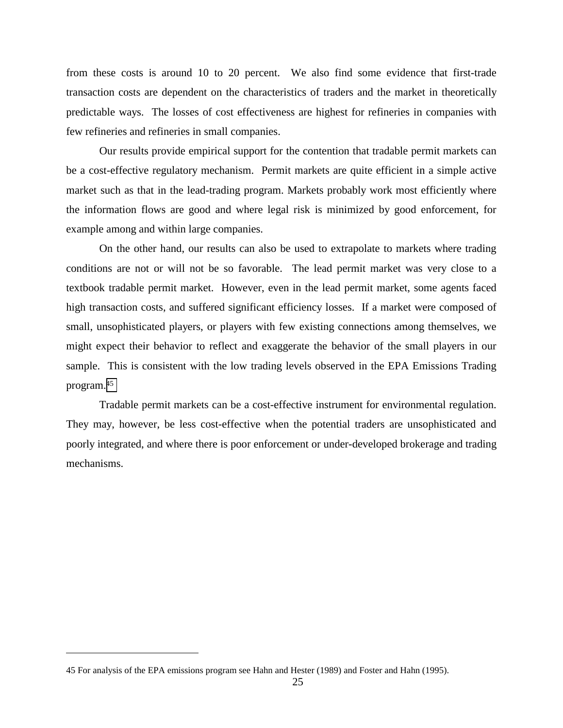from these costs is around 10 to 20 percent. We also find some evidence that first-trade transaction costs are dependent on the characteristics of traders and the market in theoretically predictable ways. The losses of cost effectiveness are highest for refineries in companies with few refineries and refineries in small companies.

Our results provide empirical support for the contention that tradable permit markets can be a cost-effective regulatory mechanism. Permit markets are quite efficient in a simple active market such as that in the lead-trading program. Markets probably work most efficiently where the information flows are good and where legal risk is minimized by good enforcement, for example among and within large companies.

On the other hand, our results can also be used to extrapolate to markets where trading conditions are not or will not be so favorable. The lead permit market was very close to a textbook tradable permit market. However, even in the lead permit market, some agents faced high transaction costs, and suffered significant efficiency losses. If a market were composed of small, unsophisticated players, or players with few existing connections among themselves, we might expect their behavior to reflect and exaggerate the behavior of the small players in our sample. This is consistent with the low trading levels observed in the EPA Emissions Trading program.[45]

Tradable permit markets can be a cost-effective instrument for environmental regulation. They may, however, be less cost-effective when the potential traders are unsophisticated and poorly integrated, and where there is poor enforcement or under-developed brokerage and trading mechanisms.

---

45 For analysis of the EPA emissions program see Hahn and Hester (1989) and Foster and Hahn (1995).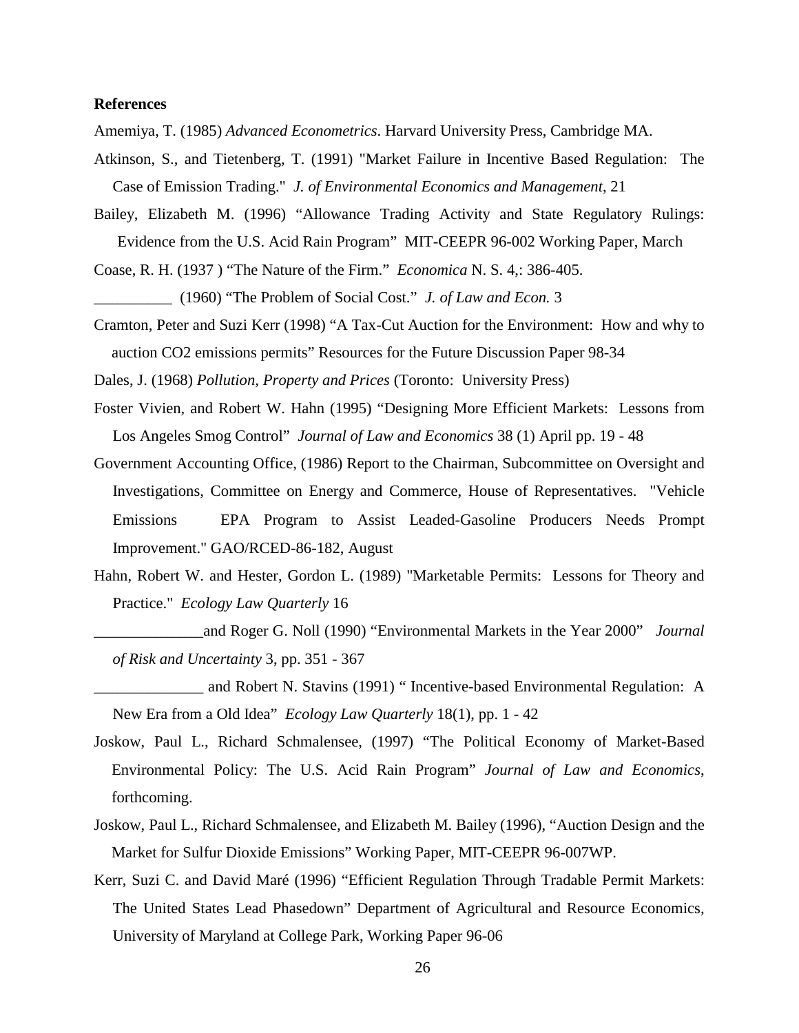**References**

Amemiya, T. (1985) *Advanced Econometrics*. Harvard University Press, Cambridge MA.

Atkinson, S., and Tietenberg, T. (1991) "Market Failure in Incentive Based Regulation: The Case of Emission Trading." *J. of Environmental Economics and Management*, 21

Bailey, Elizabeth M. (1996) "Allowance Trading Activity and State Regulatory Rulings: Evidence from the U.S. Acid Rain Program" MIT-CEEPR 96-002 Working Paper, March

Coase, R. H. (1937 ) "The Nature of the Firm." *Economica* N. S. 4,: 386-405.

__________ (1960) "The Problem of Social Cost." *J. of Law and Econ.* 3

Cramton, Peter and Suzi Kerr (1998) "A Tax-Cut Auction for the Environment: How and why to auction CO2 emissions permits" Resources for the Future Discussion Paper 98-34

Dales, J. (1968) *Pollution, Property and Prices* (Toronto: University Press)

Foster Vivien, and Robert W. Hahn (1995) "Designing More Efficient Markets: Lessons from Los Angeles Smog Control" *Journal of Law and Economics* 38 (1) April pp. 19 - 48

Government Accounting Office, (1986) Report to the Chairman, Subcommittee on Oversight and Investigations, Committee on Energy and Commerce, House of Representatives. "Vehicle Emissions EPA Program to Assist Leaded-Gasoline Producers Needs Prompt Improvement." GAO/RCED-86-182, August

Hahn, Robert W. and Hester, Gordon L. (1989) "Marketable Permits: Lessons for Theory and Practice." *Ecology Law Quarterly* 16

______________and Roger G. Noll (1990) "Environmental Markets in the Year 2000" *Journal of Risk and Uncertainty* 3, pp. 351 - 367

______________ and Robert N. Stavins (1991) " Incentive-based Environmental Regulation: A New Era from a Old Idea" *Ecology Law Quarterly* 18(1), pp. 1 - 42

Joskow, Paul L., Richard Schmalensee, (1997) "The Political Economy of Market-Based Environmental Policy: The U.S. Acid Rain Program" *Journal of Law and Economics*, forthcoming.

Joskow, Paul L., Richard Schmalensee, and Elizabeth M. Bailey (1996), "Auction Design and the Market for Sulfur Dioxide Emissions" Working Paper, MIT-CEEPR 96-007WP.

Kerr, Suzi C. and David Maré (1996) "Efficient Regulation Through Tradable Permit Markets: The United States Lead Phasedown" Department of Agricultural and Resource Economics, University of Maryland at College Park, Working Paper 96-06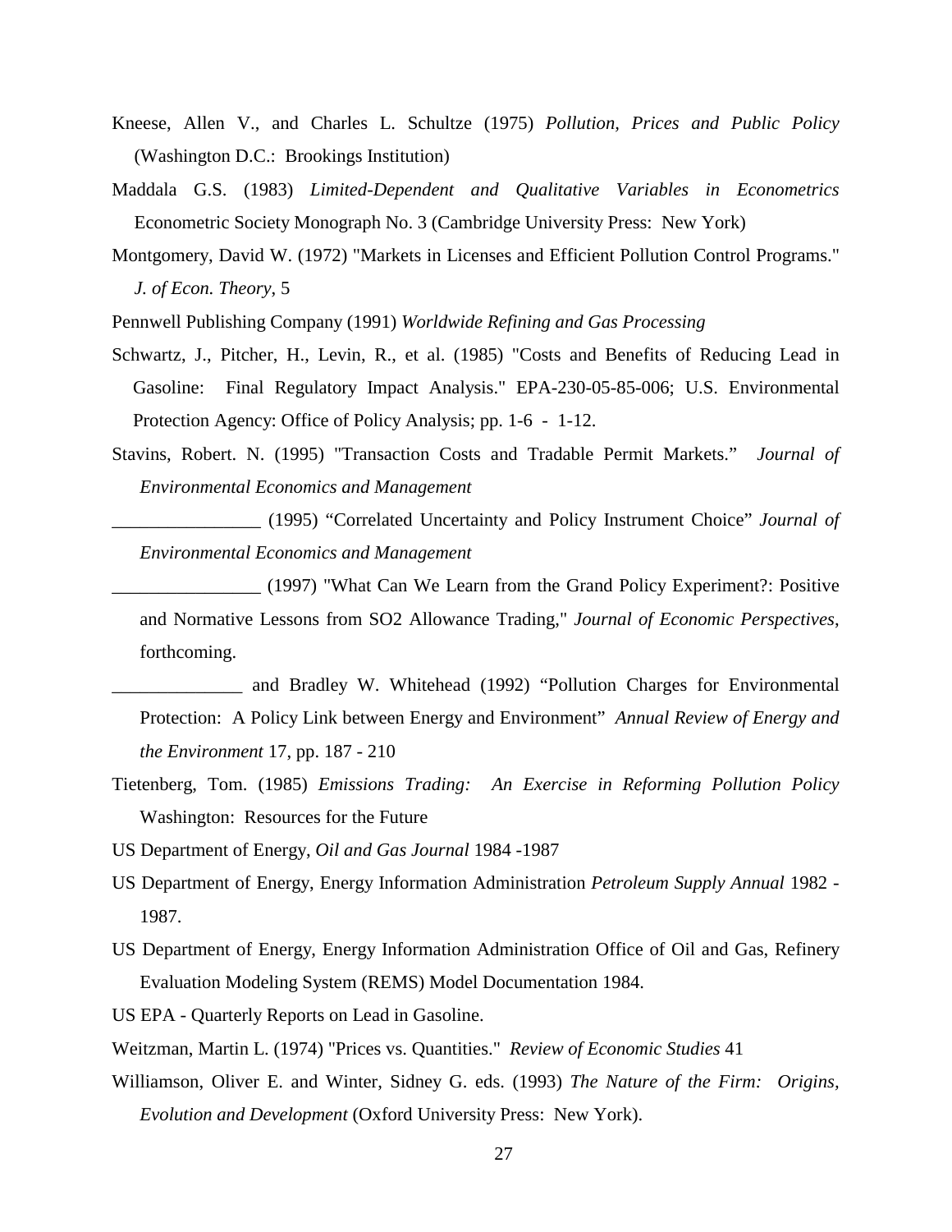Kneese, Allen V., and Charles L. Schultze (1975) *Pollution, Prices and Public Policy* (Washington D.C.: Brookings Institution)

Maddala G.S. (1983) *Limited-Dependent and Qualitative Variables in Econometrics* Econometric Society Monograph No. 3 (Cambridge University Press: New York)

Montgomery, David W. (1972) "Markets in Licenses and Efficient Pollution Control Programs." *J. of Econ. Theory*, 5

Pennwell Publishing Company (1991) *Worldwide Refining and Gas Processing*

Schwartz, J., Pitcher, H., Levin, R., et al. (1985) "Costs and Benefits of Reducing Lead in Gasoline: Final Regulatory Impact Analysis." EPA-230-05-85-006; U.S. Environmental Protection Agency: Office of Policy Analysis; pp. 1-6 - 1-12.

Stavins, Robert. N. (1995) "Transaction Costs and Tradable Permit Markets." *Journal of Environmental Economics and Management*

________________ (1995) "Correlated Uncertainty and Policy Instrument Choice" *Journal of Environmental Economics and Management*

________________ (1997) "What Can We Learn from the Grand Policy Experiment?: Positive and Normative Lessons from SO2 Allowance Trading," *Journal of Economic Perspectives*, forthcoming.

______________ and Bradley W. Whitehead (1992) "Pollution Charges for Environmental Protection: A Policy Link between Energy and Environment" *Annual Review of Energy and the Environment* 17, pp. 187 - 210

Tietenberg, Tom. (1985) *Emissions Trading: An Exercise in Reforming Pollution Policy* Washington: Resources for the Future

US Department of Energy, *Oil and Gas Journal* 1984 -1987

US Department of Energy, Energy Information Administration *Petroleum Supply Annual* 1982 - 1987.

US Department of Energy, Energy Information Administration Office of Oil and Gas, Refinery Evaluation Modeling System (REMS) Model Documentation 1984.

US EPA - Quarterly Reports on Lead in Gasoline.

Weitzman, Martin L. (1974) "Prices vs. Quantities." *Review of Economic Studies* 41

Williamson, Oliver E. and Winter, Sidney G. eds. (1993) *The Nature of the Firm: Origins, Evolution and Development* (Oxford University Press: New York).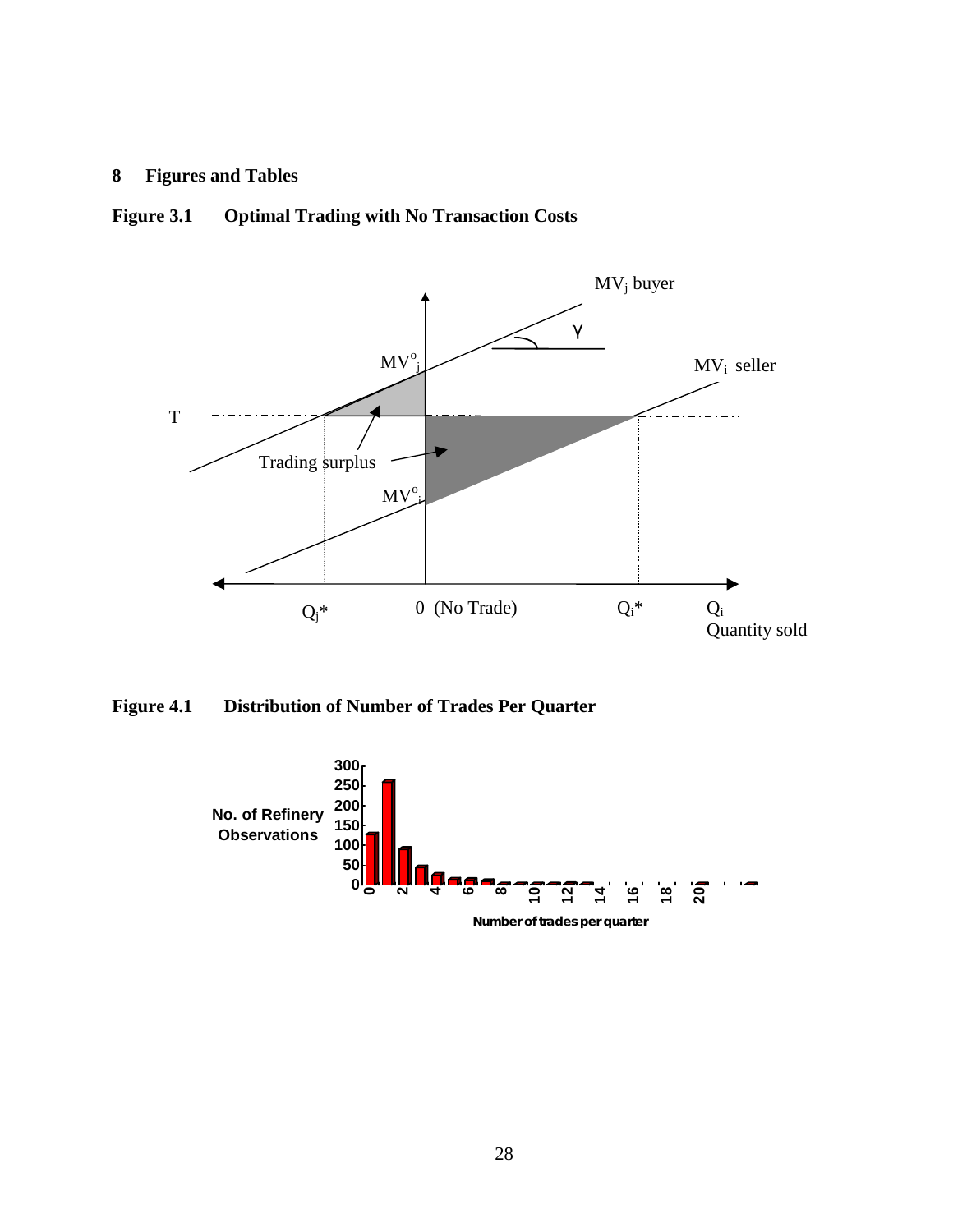## 8 Figures and Tables

**Figure 3.1 Optimal Trading with No Transaction Costs**

**Figure 4.1 Distribution of Number of Trades Per Quarter**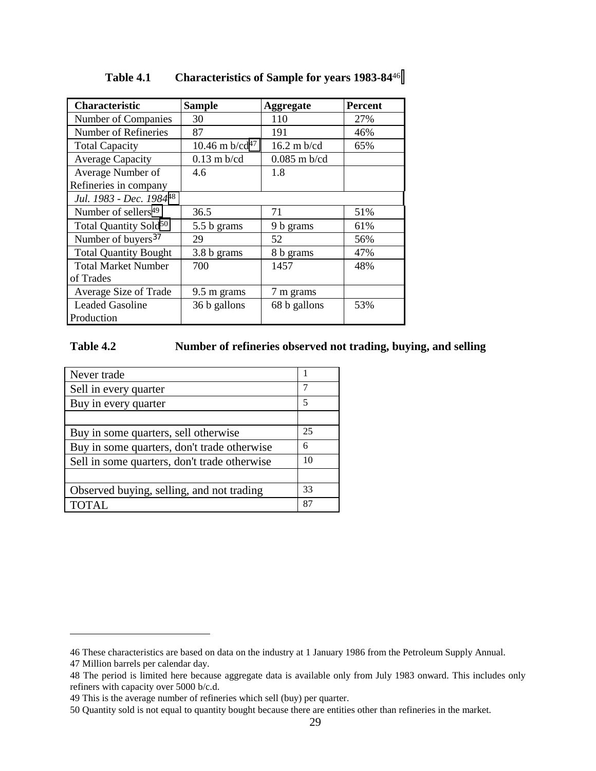**Table 4.1 Characteristics of Sample for years 1983-84**[46]

| Characteristic | Sample | Aggregate | Percent |
|---|---|---|---|
| Number of Companies | 30 | 110 | 27% |
| Number of Refineries | 87 | 191 | 46% |
| Total Capacity | 10.46 m b/cd[47] | 16.2 m b/cd | 65% |
| Average Capacity | 0.13 m b/cd | 0.085 m b/cd | |
| Average Number of Refineries in company | 4.6 | 1.8 | |
| *Jul. 1983 - Dec. 1984*[48] | | | |
| Number of sellers[49] | 36.5 | 71 | 51% |
| Total Quantity Sold[50] | 5.5 b grams | 9 b grams | 61% |
| Number of buyers[37] | 29 | 52 | 56% |
| Total Quantity Bought | 3.8 b grams | 8 b grams | 47% |
| Total Market Number of Trades | 700 | 1457 | 48% |
| Average Size of Trade | 9.5 m grams | 7 m grams | |
| Leaded Gasoline Production | 36 b gallons | 68 b gallons | 53% |

**Table 4.2 Number of refineries observed not trading, buying, and selling**

| | |
|---|---|
| Never trade | 1 |
| Sell in every quarter | 7 |
| Buy in every quarter | 5 |
| | |
| Buy in some quarters, sell otherwise | 25 |
| Buy in some quarters, don't trade otherwise | 6 |
| Sell in some quarters, don't trade otherwise | 10 |
| | |
| Observed buying, selling, and not trading | 33 |
| TOTAL | 87 |

---

46 These characteristics are based on data on the industry at 1 January 1986 from the Petroleum Supply Annual.

47 Million barrels per calendar day.

48 The period is limited here because aggregate data is available only from July 1983 onward. This includes only refiners with capacity over 5000 b/c.d.

49 This is the average number of refineries which sell (buy) per quarter.

50 Quantity sold is not equal to quantity bought because there are entities other than refineries in the market.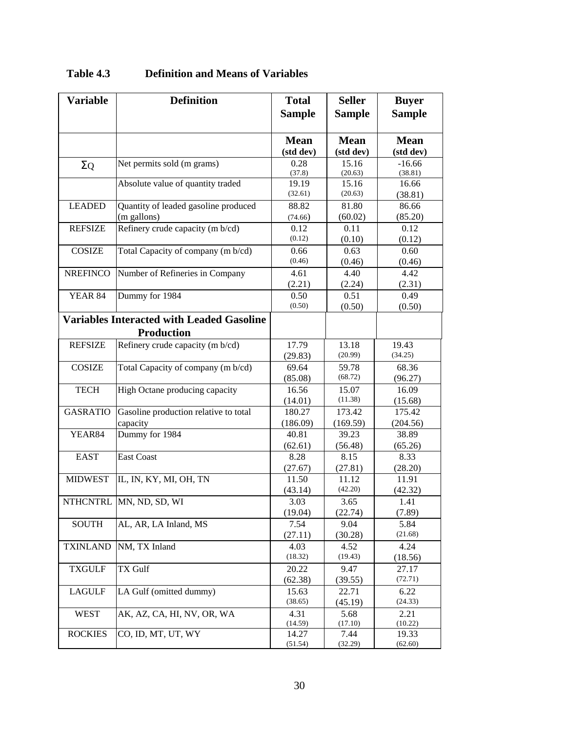**Table 4.3 Definition and Means of Variables**

| Variable | Definition | Total Sample | Seller Sample | Buyer Sample |
|---|---|---|---|---|
| | | Mean (std dev) | Mean (std dev) | Mean (std dev) |
| ΣQ | Net permits sold (m grams) | 0.28 (37.8) | 15.16 (20.63) | -16.66 (38.81) |
| | Absolute value of quantity traded | 19.19 (32.61) | 15.16 (20.63) | 16.66 (38.81) |
| LEADED | Quantity of leaded gasoline produced (m gallons) | 88.82 (74.66) | 81.80 (60.02) | 86.66 (85.20) |
| REFSIZE | Refinery crude capacity (m b/cd) | 0.12 (0.12) | 0.11 (0.10) | 0.12 (0.12) |
| COSIZE | Total Capacity of company (m b/cd) | 0.66 (0.46) | 0.63 (0.46) | 0.60 (0.46) |
| NREFINCO | Number of Refineries in Company | 4.61 (2.21) | 4.40 (2.24) | 4.42 (2.31) |
| YEAR 84 | Dummy for 1984 | 0.50 (0.50) | 0.51 (0.50) | 0.49 (0.50) |
| **Variables Interacted with Leaded Gasoline Production** | | | | |
| REFSIZE | Refinery crude capacity (m b/cd) | 17.79 (29.83) | 13.18 (20.99) | 19.43 (34.25) |
| COSIZE | Total Capacity of company (m b/cd) | 69.64 (85.08) | 59.78 (68.72) | 68.36 (96.27) |
| TECH | High Octane producing capacity | 16.56 (14.01) | 15.07 (11.38) | 16.09 (15.68) |
| GASRATIO | Gasoline production relative to total capacity | 180.27 (186.09) | 173.42 (169.59) | 175.42 (204.56) |
| YEAR84 | Dummy for 1984 | 40.81 (62.61) | 39.23 (56.48) | 38.89 (65.26) |
| EAST | East Coast | 8.28 (27.67) | 8.15 (27.81) | 8.33 (28.20) |
| MIDWEST | IL, IN, KY, MI, OH, TN | 11.50 (43.14) | 11.12 (42.20) | 11.91 (42.32) |
| NTHCNTRL | MN, ND, SD, WI | 3.03 (19.04) | 3.65 (22.74) | 1.41 (7.89) |
| SOUTH | AL, AR, LA Inland, MS | 7.54 (27.11) | 9.04 (30.28) | 5.84 (21.68) |
| TXINLAND | NM, TX Inland | 4.03 (18.32) | 4.52 (19.43) | 4.24 (18.56) |
| TXGULF | TX Gulf | 20.22 (62.38) | 9.47 (39.55) | 27.17 (72.71) |
| LAGULF | LA Gulf (omitted dummy) | 15.63 (38.65) | 22.71 (45.19) | 6.22 (24.33) |
| WEST | AK, AZ, CA, HI, NV, OR, WA | 4.31 (14.59) | 5.68 (17.10) | 2.21 (10.22) |
| ROCKIES | CO, ID, MT, UT, WY | 14.27 (51.54) | 7.44 (32.29) | 19.33 (62.60) |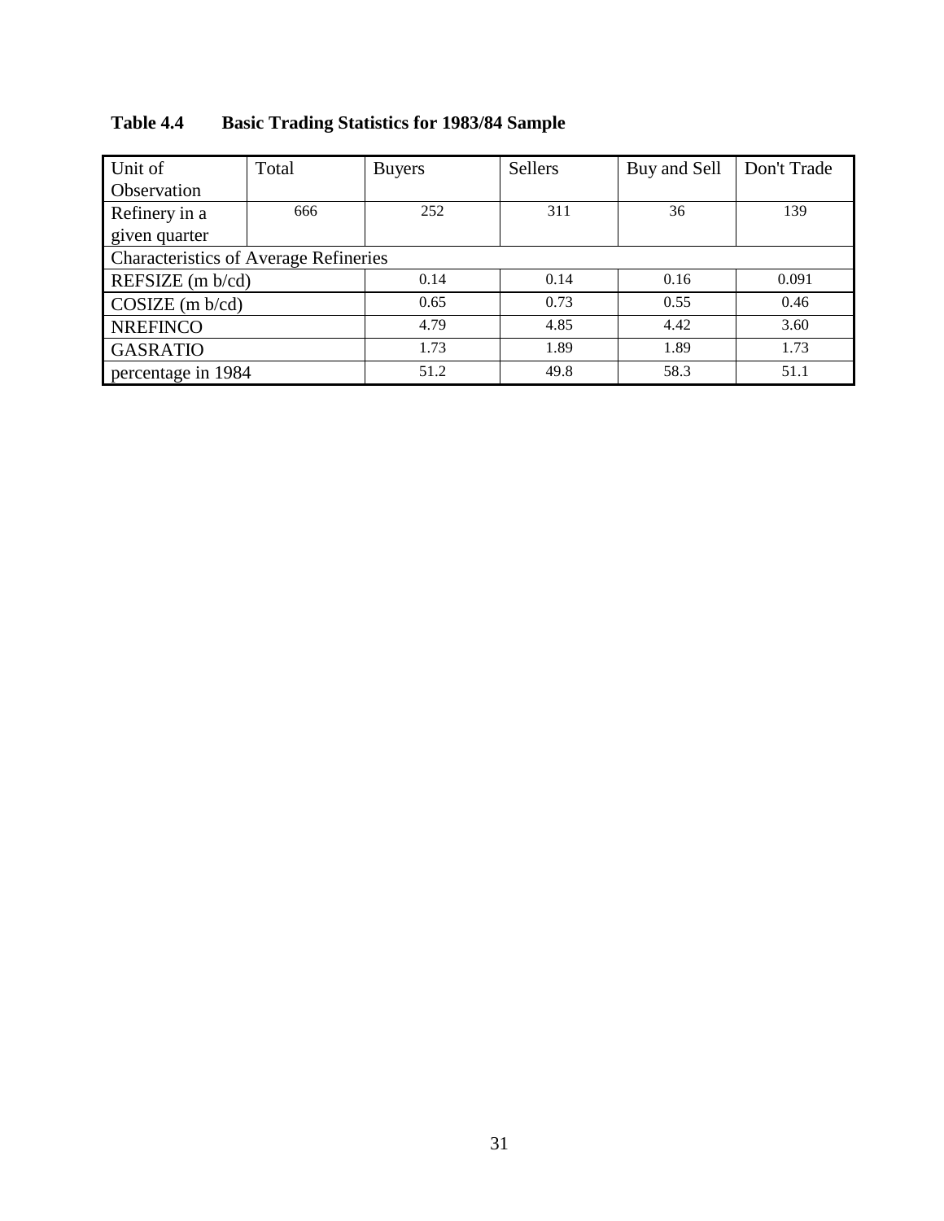**Table 4.4 Basic Trading Statistics for 1983/84 Sample**

| Unit of Observation | Total | Buyers | Sellers | Buy and Sell | Don't Trade |
|---|---|---|---|---|---|
| Refinery in a given quarter | 666 | 252 | 311 | 36 | 139 |
| Characteristics of Average Refineries | | | | | |
| REFSIZE (m b/cd) | | 0.14 | 0.14 | 0.16 | 0.091 |
| COSIZE (m b/cd) | | 0.65 | 0.73 | 0.55 | 0.46 |
| NREFINCO | | 4.79 | 4.85 | 4.42 | 3.60 |
| GASRATIO | | 1.73 | 1.89 | 1.89 | 1.73 |
| percentage in 1984 | | 51.2 | 49.8 | 58.3 | 51.1 |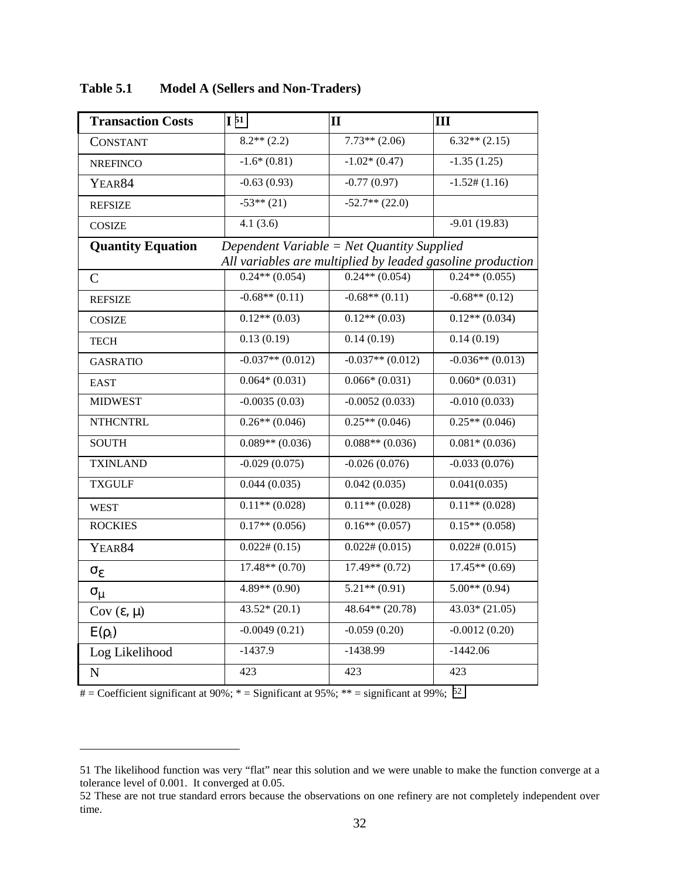**Table 5.1 Model A (Sellers and Non-Traders)**

| Transaction Costs | I [51] | II | III |
|---|---|---|---|
| CONSTANT | 8.2** (2.2) | 7.73** (2.06) | 6.32** (2.15) |
| NREFINCO | -1.6* (0.81) | -1.02* (0.47) | -1.35 (1.25) |
| YEAR84 | -0.63 (0.93) | -0.77 (0.97) | -1.52# (1.16) |
| REFSIZE | -53** (21) | -52.7** (22.0) | |
| COSIZE | 4.1 (3.6) | | -9.01 (19.83) |
| **Quantity Equation** | *Dependent Variable = Net Quantity Supplied All variables are multiplied by leaded gasoline production* | | |
| C | 0.24** (0.054) | 0.24** (0.054) | 0.24** (0.055) |
| REFSIZE | -0.68** (0.11) | -0.68** (0.11) | -0.68** (0.12) |
| COSIZE | 0.12** (0.03) | 0.12** (0.03) | 0.12** (0.034) |
| TECH | 0.13 (0.19) | 0.14 (0.19) | 0.14 (0.19) |
| GASRATIO | -0.037** (0.012) | -0.037** (0.012) | -0.036** (0.013) |
| EAST | 0.064* (0.031) | 0.066* (0.031) | 0.060* (0.031) |
| MIDWEST | -0.0035 (0.03) | -0.0052 (0.033) | -0.010 (0.033) |
| NTHCNTRL | 0.26** (0.046) | 0.25** (0.046) | 0.25** (0.046) |
| SOUTH | 0.089** (0.036) | 0.088** (0.036) | 0.081* (0.036) |
| TXINLAND | -0.029 (0.075) | -0.026 (0.076) | -0.033 (0.076) |
| TXGULF | 0.044 (0.035) | 0.042 (0.035) | 0.041(0.035) |
| WEST | 0.11** (0.028) | 0.11** (0.028) | 0.11** (0.028) |
| ROCKIES | 0.17** (0.056) | 0.16** (0.057) | 0.15** (0.058) |
| YEAR84 | 0.022# (0.15) | 0.022# (0.015) | 0.022# (0.015) |
| $\sigma_\varepsilon$ | 17.48** (0.70) | 17.49** (0.72) | 17.45** (0.69) |
| $\sigma_\mu$ | 4.89** (0.90) | 5.21** (0.91) | 5.00** (0.94) |
| Cov ($\varepsilon$, $\mu$) | 43.52* (20.1) | 48.64** (20.78) | 43.03* (21.05) |
| $E(\rho_i)$ | -0.0049 (0.21) | -0.059 (0.20) | -0.0012 (0.20) |
| Log Likelihood | -1437.9 | -1438.99 | -1442.06 |
| N | 423 | 423 | 423 |

# = Coefficient significant at 90%; * = Significant at 95%; ** = significant at 99%; [52]

---

51 The likelihood function was very "flat" near this solution and we were unable to make the function converge at a tolerance level of 0.001. It converged at 0.05.

52 These are not true standard errors because the observations on one refinery are not completely independent over time.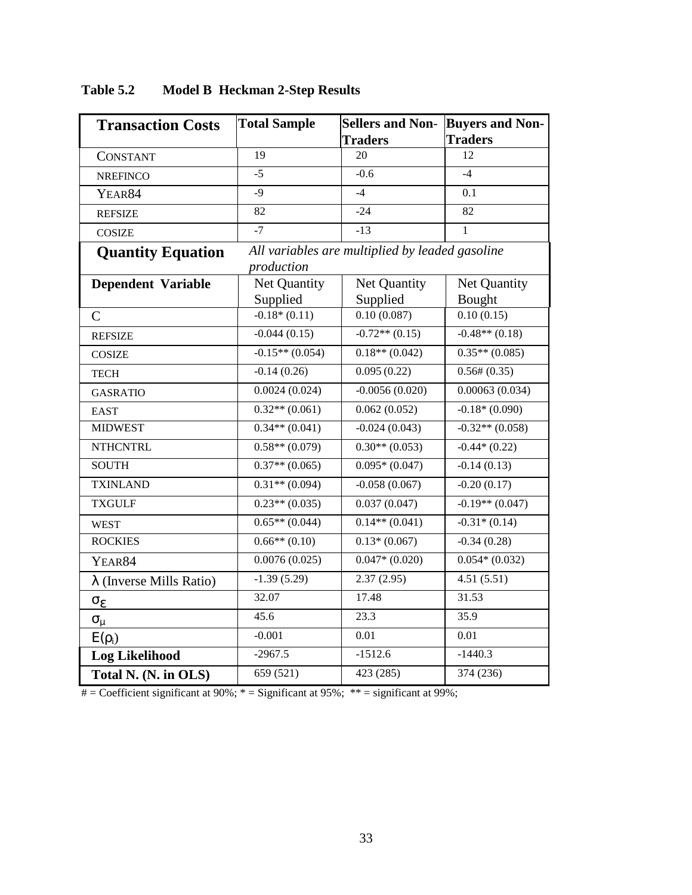**Table 5.2 Model B Heckman 2-Step Results**

| **Transaction Costs** | **Total Sample** | **Sellers and Non-Traders** | **Buyers and Non-Traders** |
|---|---|---|---|
| CONSTANT | 19 | 20 | 12 |
| NREFINCO | -5 | -0.6 | -4 |
| YEAR84 | -9 | -4 | 0.1 |
| REFSIZE | 82 | -24 | 82 |
| COSIZE | -7 | -13 | 1 |
| **Quantity Equation** | *All variables are multiplied by leaded gasoline production* | | |
| **Dependent Variable** | Net Quantity Supplied | Net Quantity Supplied | Net Quantity Bought |
| C | -0.18* (0.11) | 0.10 (0.087) | 0.10 (0.15) |
| REFSIZE | -0.044 (0.15) | -0.72** (0.15) | -0.48** (0.18) |
| COSIZE | -0.15** (0.054) | 0.18** (0.042) | 0.35** (0.085) |
| TECH | -0.14 (0.26) | 0.095 (0.22) | 0.56# (0.35) |
| GASRATIO | 0.0024 (0.024) | -0.0056 (0.020) | 0.00063 (0.034) |
| EAST | 0.32** (0.061) | 0.062 (0.052) | -0.18* (0.090) |
| MIDWEST | 0.34** (0.041) | -0.024 (0.043) | -0.32** (0.058) |
| NTHCNTRL | 0.58** (0.079) | 0.30** (0.053) | -0.44* (0.22) |
| SOUTH | 0.37** (0.065) | 0.095* (0.047) | -0.14 (0.13) |
| TXINLAND | 0.31** (0.094) | -0.058 (0.067) | -0.20 (0.17) |
| TXGULF | 0.23** (0.035) | 0.037 (0.047) | -0.19** (0.047) |
| WEST | 0.65** (0.044) | 0.14** (0.041) | -0.31* (0.14) |
| ROCKIES | 0.66** (0.10) | 0.13* (0.067) | -0.34 (0.28) |
| YEAR84 | 0.0076 (0.025) | 0.047* (0.020) | 0.054* (0.032) |
| $\lambda$ (Inverse Mills Ratio) | -1.39 (5.29) | 2.37 (2.95) | 4.51 (5.51) |
| $\sigma_\varepsilon$ | 32.07 | 17.48 | 31.53 |
| $\sigma_\mu$ | 45.6 | 23.3 | 35.9 |
| $E(\rho_i)$ | -0.001 | 0.01 | 0.01 |
| **Log Likelihood** | -2967.5 | -1512.6 | -1440.3 |
| **Total N. (N. in OLS)** | 659 (521) | 423 (285) | 374 (236) |

# = Coefficient significant at 90%; * = Significant at 95%; ** = significant at 99%;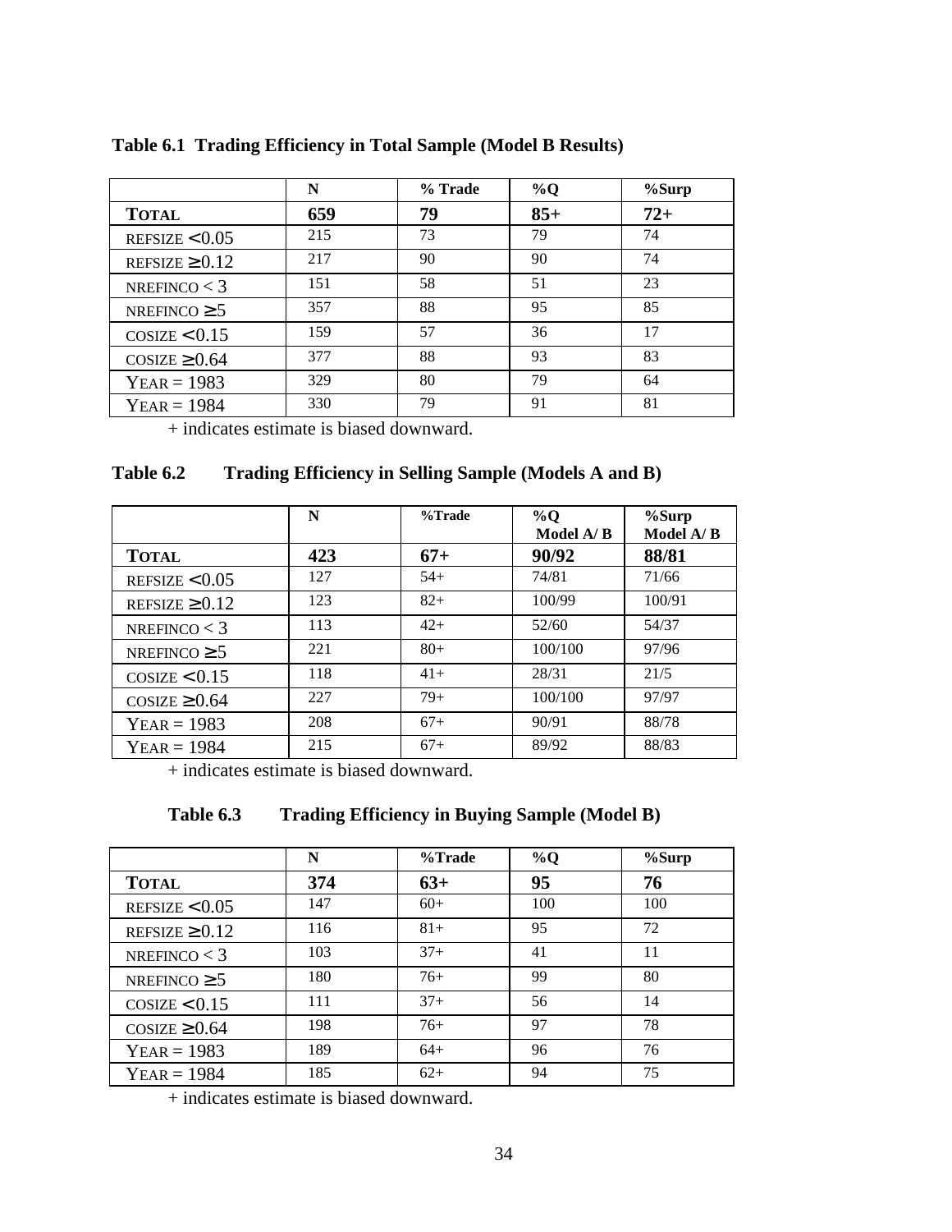**Table 6.1 Trading Efficiency in Total Sample (Model B Results)**

| | N | % Trade | %Q | %Surp |
|---|---|---|---|---|
| **TOTAL** | **659** | **79** | **85+** | **72+** |
| REFSIZE $< 0.05$ | 215 | 73 | 79 | 74 |
| REFSIZE $\geq 0.12$ | 217 | 90 | 90 | 74 |
| NREFINCO $< 3$ | 151 | 58 | 51 | 23 |
| NREFINCO $\geq 5$ | 357 | 88 | 95 | 85 |
| COSIZE $< 0.15$ | 159 | 57 | 36 | 17 |
| COSIZE $\geq 0.64$ | 377 | 88 | 93 | 83 |
| YEAR = 1983 | 329 | 80 | 79 | 64 |
| YEAR = 1984 | 330 | 79 | 91 | 81 |

+ indicates estimate is biased downward.

**Table 6.2 Trading Efficiency in Selling Sample (Models A and B)**

| | N | %Trade | %Q Model A/ B | %Surp Model A/ B |
|---|---|---|---|---|
| **TOTAL** | **423** | **67+** | **90/92** | **88/81** |
| REFSIZE $< 0.05$ | 127 | 54+ | 74/81 | 71/66 |
| REFSIZE $\geq 0.12$ | 123 | 82+ | 100/99 | 100/91 |
| NREFINCO $< 3$ | 113 | 42+ | 52/60 | 54/37 |
| NREFINCO $\geq 5$ | 221 | 80+ | 100/100 | 97/96 |
| COSIZE $< 0.15$ | 118 | 41+ | 28/31 | 21/5 |
| COSIZE $\geq 0.64$ | 227 | 79+ | 100/100 | 97/97 |
| YEAR = 1983 | 208 | 67+ | 90/91 | 88/78 |
| YEAR = 1984 | 215 | 67+ | 89/92 | 88/83 |

+ indicates estimate is biased downward.

**Table 6.3 Trading Efficiency in Buying Sample (Model B)**

| | N | %Trade | %Q | %Surp |
|---|---|---|---|---|
| **TOTAL** | **374** | **63+** | **95** | **76** |
| REFSIZE $< 0.05$ | 147 | 60+ | 100 | 100 |
| REFSIZE $\geq 0.12$ | 116 | 81+ | 95 | 72 |
| NREFINCO $< 3$ | 103 | 37+ | 41 | 11 |
| NREFINCO $\geq 5$ | 180 | 76+ | 99 | 80 |
| COSIZE $< 0.15$ | 111 | 37+ | 56 | 14 |
| COSIZE $\geq 0.64$ | 198 | 76+ | 97 | 78 |
| YEAR = 1983 | 189 | 64+ | 96 | 76 |
| YEAR = 1984 | 185 | 62+ | 94 | 75 |

+ indicates estimate is biased downward.